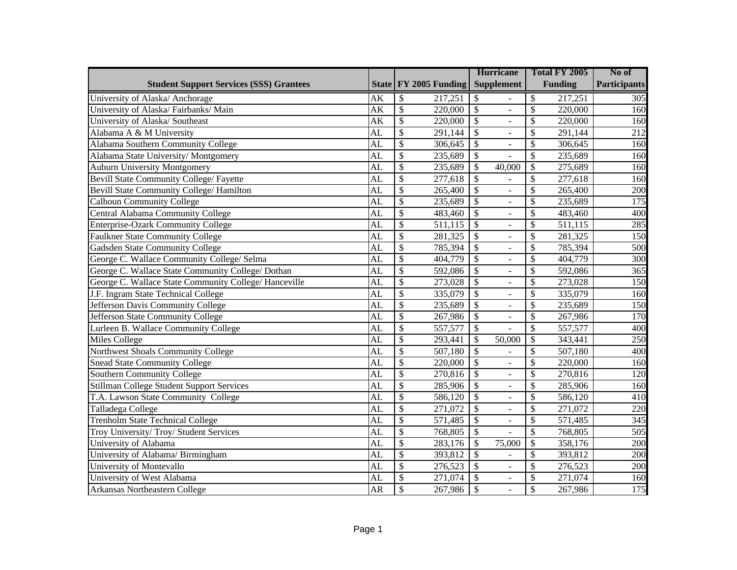| Student Support Services (SSS) Grantees | State | FY 2005 Funding | Hurricane Supplement | Total FY 2005 Funding | No of Participants |
|---|---|---|---|---|---|
| University of Alaska/ Anchorage | AK | $ 217,251 | $ - | $ 217,251 | 305 |
| University of Alaska/ Fairbanks/ Main | AK | $ 220,000 | $ - | $ 220,000 | 160 |
| University of Alaska/ Southeast | AK | $ 220,000 | $ - | $ 220,000 | 160 |
| Alabama A & M University | AL | $ 291,144 | $ - | $ 291,144 | 212 |
| Alabama Southern Community College | AL | $ 306,645 | $ - | $ 306,645 | 160 |
| Alabama State University/ Montgomery | AL | $ 235,689 | $ - | $ 235,689 | 160 |
| Auburn University Montgomery | AL | $ 235,689 | $ 40,000 | $ 275,689 | 160 |
| Bevill State Community College/ Fayette | AL | $ 277,618 | $ - | $ 277,618 | 160 |
| Bevill State Community College/ Hamilton | AL | $ 265,400 | $ - | $ 265,400 | 200 |
| Calhoun Community College | AL | $ 235,689 | $ - | $ 235,689 | 175 |
| Central Alabama Community College | AL | $ 483,460 | $ - | $ 483,460 | 400 |
| Enterprise-Ozark Community College | AL | $ 511,115 | $ - | $ 511,115 | 285 |
| Faulkner State Community College | AL | $ 281,325 | $ - | $ 281,325 | 150 |
| Gadsden State Community College | AL | $ 785,394 | $ - | $ 785,394 | 500 |
| George C. Wallace Community College/ Selma | AL | $ 404,779 | $ - | $ 404,779 | 300 |
| George C. Wallace State Community College/ Dothan | AL | $ 592,086 | $ - | $ 592,086 | 365 |
| George C. Wallace State Community College/ Hanceville | AL | $ 273,028 | $ - | $ 273,028 | 150 |
| J.F. Ingram State Technical College | AL | $ 335,079 | $ - | $ 335,079 | 160 |
| Jefferson Davis Community College | AL | $ 235,689 | $ - | $ 235,689 | 150 |
| Jefferson State Community College | AL | $ 267,986 | $ - | $ 267,986 | 170 |
| Lurleen B. Wallace Community College | AL | $ 557,577 | $ - | $ 557,577 | 400 |
| Miles College | AL | $ 293,441 | $ 50,000 | $ 343,441 | 250 |
| Northwest Shoals Community College | AL | $ 507,180 | $ - | $ 507,180 | 400 |
| Snead State Community College | AL | $ 220,000 | $ - | $ 220,000 | 160 |
| Southern Community College | AL | $ 270,816 | $ - | $ 270,816 | 120 |
| Stillman College Student Support Services | AL | $ 285,906 | $ - | $ 285,906 | 160 |
| T.A. Lawson State Community College | AL | $ 586,120 | $ - | $ 586,120 | 410 |
| Talladega College | AL | $ 271,072 | $ - | $ 271,072 | 220 |
| Trenholm State Technical College | AL | $ 571,485 | $ - | $ 571,485 | 345 |
| Troy University/ Troy/ Student Services | AL | $ 768,805 | $ - | $ 768,805 | 505 |
| University of Alabama | AL | $ 283,176 | $ 75,000 | $ 358,176 | 200 |
| University of Alabama/ Birmingham | AL | $ 393,812 | $ - | $ 393,812 | 200 |
| University of Montevallo | AL | $ 276,523 | $ - | $ 276,523 | 200 |
| University of West Alabama | AL | $ 271,074 | $ - | $ 271,074 | 160 |
| Arkansas Northeastern College | AR | $ 267,986 | $ - | $ 267,986 | 175 |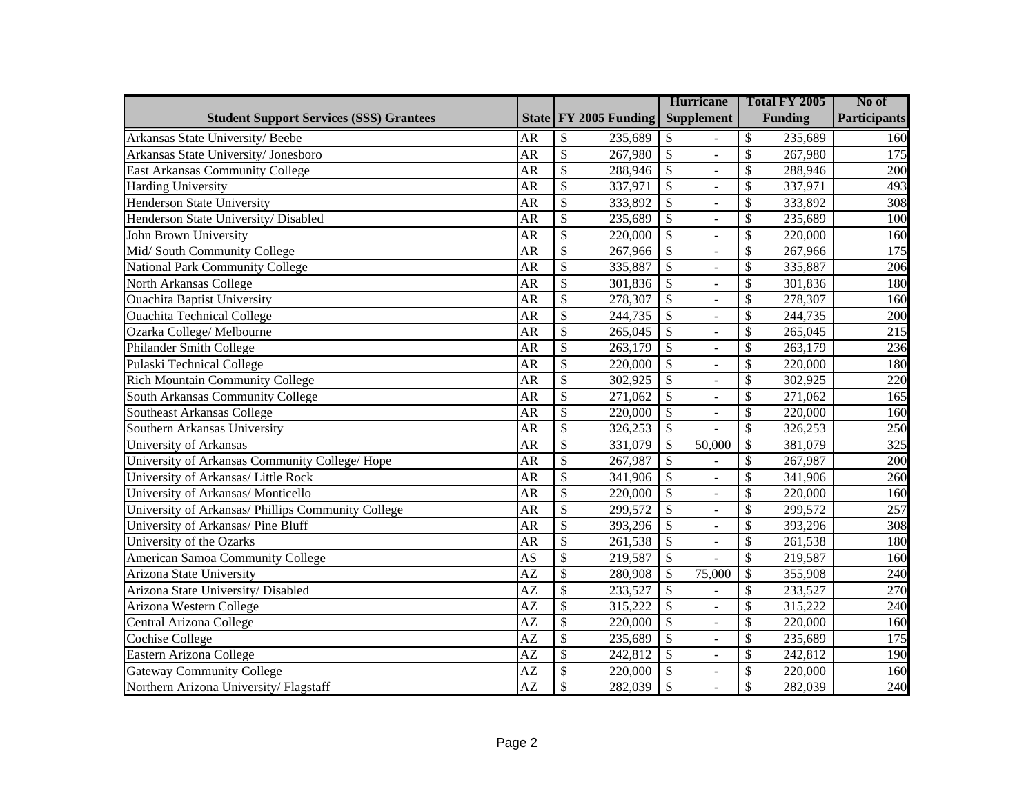| Student Support Services (SSS) Grantees | State | FY 2005 Funding | Hurricane Supplement | Total FY 2005 Funding | No of Participants |
|---|---|---|---|---|---|
| Arkansas State University/ Beebe | AR | $ 235,689 | $ - | $ 235,689 | 160 |
| Arkansas State University/ Jonesboro | AR | $ 267,980 | $ - | $ 267,980 | 175 |
| East Arkansas Community College | AR | $ 288,946 | $ - | $ 288,946 | 200 |
| Harding University | AR | $ 337,971 | $ - | $ 337,971 | 493 |
| Henderson State University | AR | $ 333,892 | $ - | $ 333,892 | 308 |
| Henderson State University/ Disabled | AR | $ 235,689 | $ - | $ 235,689 | 100 |
| John Brown University | AR | $ 220,000 | $ - | $ 220,000 | 160 |
| Mid/ South Community College | AR | $ 267,966 | $ - | $ 267,966 | 175 |
| National Park Community College | AR | $ 335,887 | $ - | $ 335,887 | 206 |
| North Arkansas College | AR | $ 301,836 | $ - | $ 301,836 | 180 |
| Ouachita Baptist University | AR | $ 278,307 | $ - | $ 278,307 | 160 |
| Ouachita Technical College | AR | $ 244,735 | $ - | $ 244,735 | 200 |
| Ozarka College/ Melbourne | AR | $ 265,045 | $ - | $ 265,045 | 215 |
| Philander Smith College | AR | $ 263,179 | $ - | $ 263,179 | 236 |
| Pulaski Technical College | AR | $ 220,000 | $ - | $ 220,000 | 180 |
| Rich Mountain Community College | AR | $ 302,925 | $ - | $ 302,925 | 220 |
| South Arkansas Community College | AR | $ 271,062 | $ - | $ 271,062 | 165 |
| Southeast Arkansas College | AR | $ 220,000 | $ - | $ 220,000 | 160 |
| Southern Arkansas University | AR | $ 326,253 | $ - | $ 326,253 | 250 |
| University of Arkansas | AR | $ 331,079 | $ 50,000 | $ 381,079 | 325 |
| University of Arkansas Community College/ Hope | AR | $ 267,987 | $ - | $ 267,987 | 200 |
| University of Arkansas/ Little Rock | AR | $ 341,906 | $ - | $ 341,906 | 260 |
| University of Arkansas/ Monticello | AR | $ 220,000 | $ - | $ 220,000 | 160 |
| University of Arkansas/ Phillips Community College | AR | $ 299,572 | $ - | $ 299,572 | 257 |
| University of Arkansas/ Pine Bluff | AR | $ 393,296 | $ - | $ 393,296 | 308 |
| University of the Ozarks | AR | $ 261,538 | $ - | $ 261,538 | 180 |
| American Samoa Community College | AS | $ 219,587 | $ - | $ 219,587 | 160 |
| Arizona State University | AZ | $ 280,908 | $ 75,000 | $ 355,908 | 240 |
| Arizona State University/ Disabled | AZ | $ 233,527 | $ - | $ 233,527 | 270 |
| Arizona Western College | AZ | $ 315,222 | $ - | $ 315,222 | 240 |
| Central Arizona College | AZ | $ 220,000 | $ - | $ 220,000 | 160 |
| Cochise College | AZ | $ 235,689 | $ - | $ 235,689 | 175 |
| Eastern Arizona College | AZ | $ 242,812 | $ - | $ 242,812 | 190 |
| Gateway Community College | AZ | $ 220,000 | $ - | $ 220,000 | 160 |
| Northern Arizona University/ Flagstaff | AZ | $ 282,039 | $ - | $ 282,039 | 240 |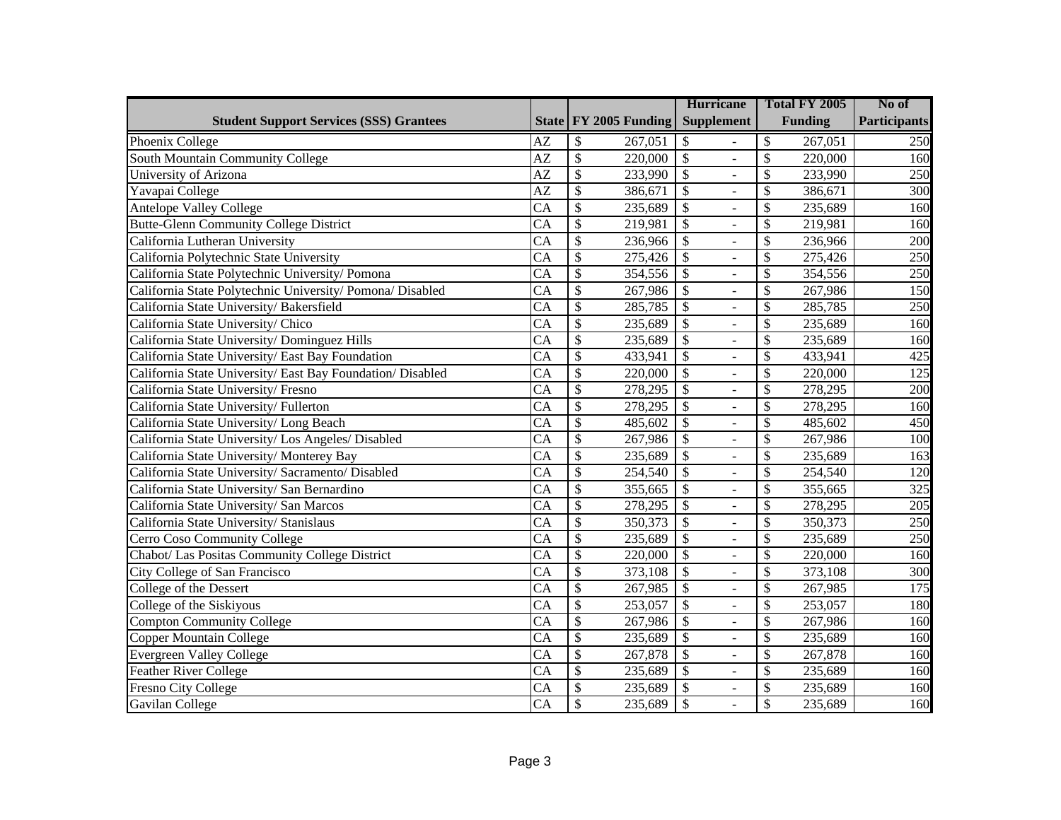| Student Support Services (SSS) Grantees | State | FY 2005 Funding | Hurricane Supplement | Total FY 2005 Funding | No of Participants |
|---|---|---|---|---|---|
| Phoenix College | AZ | $ 267,051 | $ - | $ 267,051 | 250 |
| South Mountain Community College | AZ | $ 220,000 | $ - | $ 220,000 | 160 |
| University of Arizona | AZ | $ 233,990 | $ - | $ 233,990 | 250 |
| Yavapai College | AZ | $ 386,671 | $ - | $ 386,671 | 300 |
| Antelope Valley College | CA | $ 235,689 | $ - | $ 235,689 | 160 |
| Butte-Glenn Community College District | CA | $ 219,981 | $ - | $ 219,981 | 160 |
| California Lutheran University | CA | $ 236,966 | $ - | $ 236,966 | 200 |
| California Polytechnic State University | CA | $ 275,426 | $ - | $ 275,426 | 250 |
| California State Polytechnic University/ Pomona | CA | $ 354,556 | $ - | $ 354,556 | 250 |
| California State Polytechnic University/ Pomona/ Disabled | CA | $ 267,986 | $ - | $ 267,986 | 150 |
| California State University/ Bakersfield | CA | $ 285,785 | $ - | $ 285,785 | 250 |
| California State University/ Chico | CA | $ 235,689 | $ - | $ 235,689 | 160 |
| California State University/ Dominguez Hills | CA | $ 235,689 | $ - | $ 235,689 | 160 |
| California State University/ East Bay Foundation | CA | $ 433,941 | $ - | $ 433,941 | 425 |
| California State University/ East Bay Foundation/ Disabled | CA | $ 220,000 | $ - | $ 220,000 | 125 |
| California State University/ Fresno | CA | $ 278,295 | $ - | $ 278,295 | 200 |
| California State University/ Fullerton | CA | $ 278,295 | $ - | $ 278,295 | 160 |
| California State University/ Long Beach | CA | $ 485,602 | $ - | $ 485,602 | 450 |
| California State University/ Los Angeles/ Disabled | CA | $ 267,986 | $ - | $ 267,986 | 100 |
| California State University/ Monterey Bay | CA | $ 235,689 | $ - | $ 235,689 | 163 |
| California State University/ Sacramento/ Disabled | CA | $ 254,540 | $ - | $ 254,540 | 120 |
| California State University/ San Bernardino | CA | $ 355,665 | $ - | $ 355,665 | 325 |
| California State University/ San Marcos | CA | $ 278,295 | $ - | $ 278,295 | 205 |
| California State University/ Stanislaus | CA | $ 350,373 | $ - | $ 350,373 | 250 |
| Cerro Coso Community College | CA | $ 235,689 | $ - | $ 235,689 | 250 |
| Chabot/ Las Positas Community College District | CA | $ 220,000 | $ - | $ 220,000 | 160 |
| City College of San Francisco | CA | $ 373,108 | $ - | $ 373,108 | 300 |
| College of the Dessert | CA | $ 267,985 | $ - | $ 267,985 | 175 |
| College of the Siskiyous | CA | $ 253,057 | $ - | $ 253,057 | 180 |
| Compton Community College | CA | $ 267,986 | $ - | $ 267,986 | 160 |
| Copper Mountain College | CA | $ 235,689 | $ - | $ 235,689 | 160 |
| Evergreen Valley College | CA | $ 267,878 | $ - | $ 267,878 | 160 |
| Feather River College | CA | $ 235,689 | $ - | $ 235,689 | 160 |
| Fresno City College | CA | $ 235,689 | $ - | $ 235,689 | 160 |
| Gavilan College | CA | $ 235,689 | $ - | $ 235,689 | 160 |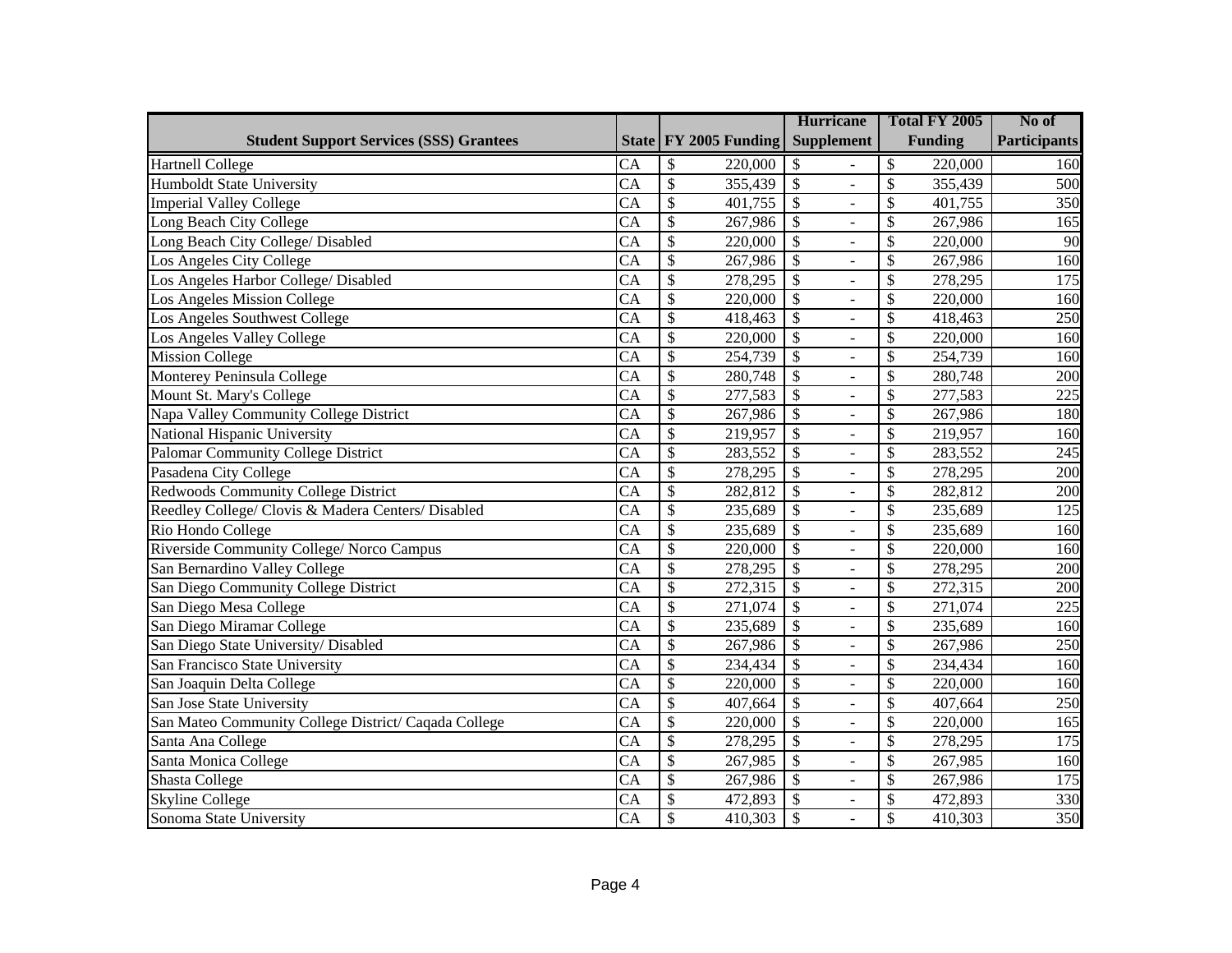| Student Support Services (SSS) Grantees | State | FY 2005 Funding | Hurricane Supplement | Total FY 2005 Funding | No of Participants |
|---|---|---|---|---|---|
| Hartnell College | CA | $ 220,000 | $ - | $ 220,000 | 160 |
| Humboldt State University | CA | $ 355,439 | $ - | $ 355,439 | 500 |
| Imperial Valley College | CA | $ 401,755 | $ - | $ 401,755 | 350 |
| Long Beach City College | CA | $ 267,986 | $ - | $ 267,986 | 165 |
| Long Beach City College/ Disabled | CA | $ 220,000 | $ - | $ 220,000 | 90 |
| Los Angeles City College | CA | $ 267,986 | $ - | $ 267,986 | 160 |
| Los Angeles Harbor College/ Disabled | CA | $ 278,295 | $ - | $ 278,295 | 175 |
| Los Angeles Mission College | CA | $ 220,000 | $ - | $ 220,000 | 160 |
| Los Angeles Southwest College | CA | $ 418,463 | $ - | $ 418,463 | 250 |
| Los Angeles Valley College | CA | $ 220,000 | $ - | $ 220,000 | 160 |
| Mission College | CA | $ 254,739 | $ - | $ 254,739 | 160 |
| Monterey Peninsula College | CA | $ 280,748 | $ - | $ 280,748 | 200 |
| Mount St. Mary's College | CA | $ 277,583 | $ - | $ 277,583 | 225 |
| Napa Valley Community College District | CA | $ 267,986 | $ - | $ 267,986 | 180 |
| National Hispanic University | CA | $ 219,957 | $ - | $ 219,957 | 160 |
| Palomar Community College District | CA | $ 283,552 | $ - | $ 283,552 | 245 |
| Pasadena City College | CA | $ 278,295 | $ - | $ 278,295 | 200 |
| Redwoods Community College District | CA | $ 282,812 | $ - | $ 282,812 | 200 |
| Reedley College/ Clovis & Madera Centers/ Disabled | CA | $ 235,689 | $ - | $ 235,689 | 125 |
| Rio Hondo College | CA | $ 235,689 | $ - | $ 235,689 | 160 |
| Riverside Community College/ Norco Campus | CA | $ 220,000 | $ - | $ 220,000 | 160 |
| San Bernardino Valley College | CA | $ 278,295 | $ - | $ 278,295 | 200 |
| San Diego Community College District | CA | $ 272,315 | $ - | $ 272,315 | 200 |
| San Diego Mesa College | CA | $ 271,074 | $ - | $ 271,074 | 225 |
| San Diego Miramar College | CA | $ 235,689 | $ - | $ 235,689 | 160 |
| San Diego State University/ Disabled | CA | $ 267,986 | $ - | $ 267,986 | 250 |
| San Francisco State University | CA | $ 234,434 | $ - | $ 234,434 | 160 |
| San Joaquin Delta College | CA | $ 220,000 | $ - | $ 220,000 | 160 |
| San Jose State University | CA | $ 407,664 | $ - | $ 407,664 | 250 |
| San Mateo Community College District/ Caqada College | CA | $ 220,000 | $ - | $ 220,000 | 165 |
| Santa Ana College | CA | $ 278,295 | $ - | $ 278,295 | 175 |
| Santa Monica College | CA | $ 267,985 | $ - | $ 267,985 | 160 |
| Shasta College | CA | $ 267,986 | $ - | $ 267,986 | 175 |
| Skyline College | CA | $ 472,893 | $ - | $ 472,893 | 330 |
| Sonoma State University | CA | $ 410,303 | $ - | $ 410,303 | 350 |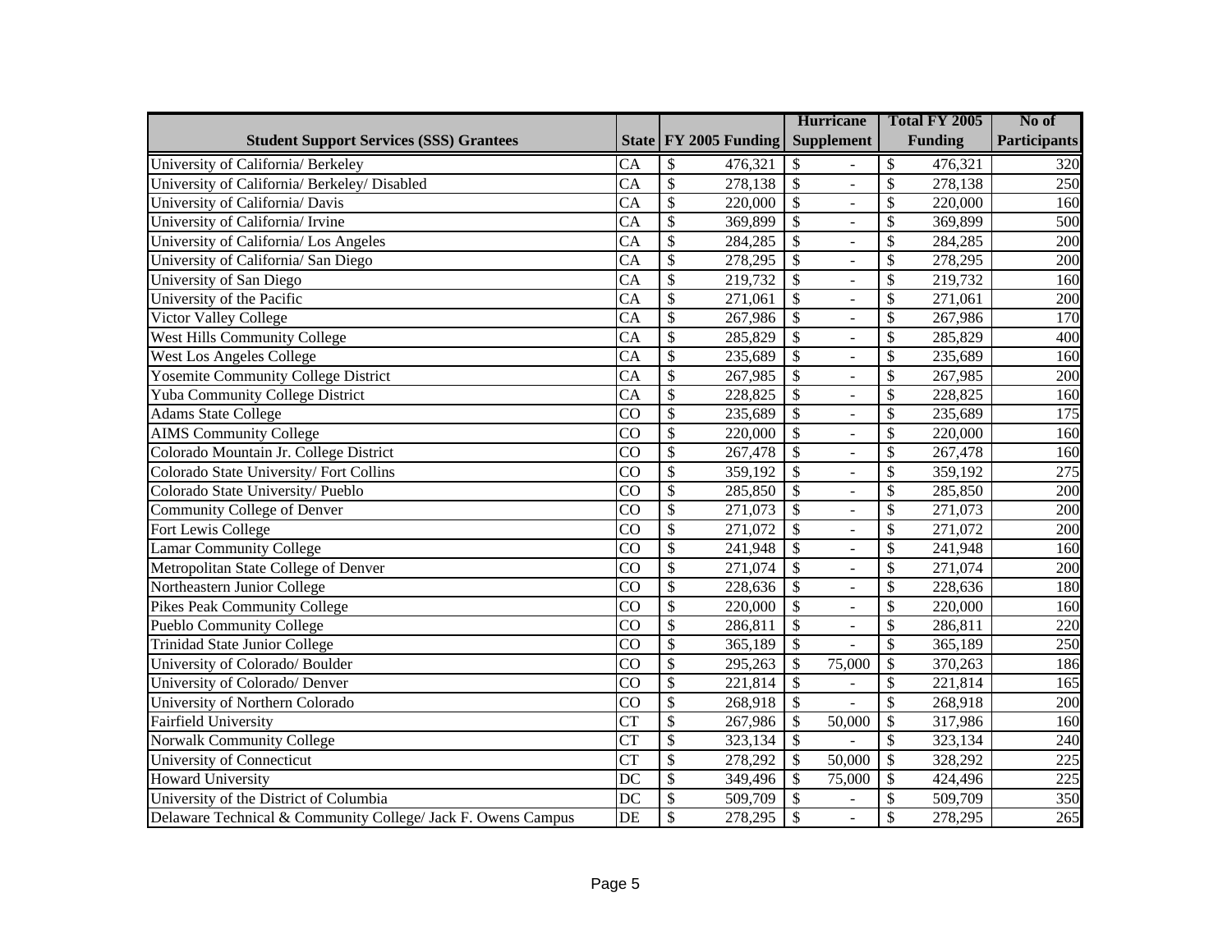| Student Support Services (SSS) Grantees | State | FY 2005 Funding | Hurricane Supplement | Total FY 2005 Funding | No of Participants |
|---|---|---|---|---|---|
| University of California/ Berkeley | CA | $ 476,321 | $ - | $ 476,321 | 320 |
| University of California/ Berkeley/ Disabled | CA | $ 278,138 | $ - | $ 278,138 | 250 |
| University of California/ Davis | CA | $ 220,000 | $ - | $ 220,000 | 160 |
| University of California/ Irvine | CA | $ 369,899 | $ - | $ 369,899 | 500 |
| University of California/ Los Angeles | CA | $ 284,285 | $ - | $ 284,285 | 200 |
| University of California/ San Diego | CA | $ 278,295 | $ - | $ 278,295 | 200 |
| University of San Diego | CA | $ 219,732 | $ - | $ 219,732 | 160 |
| University of the Pacific | CA | $ 271,061 | $ - | $ 271,061 | 200 |
| Victor Valley College | CA | $ 267,986 | $ - | $ 267,986 | 170 |
| West Hills Community College | CA | $ 285,829 | $ - | $ 285,829 | 400 |
| West Los Angeles College | CA | $ 235,689 | $ - | $ 235,689 | 160 |
| Yosemite Community College District | CA | $ 267,985 | $ - | $ 267,985 | 200 |
| Yuba Community College District | CA | $ 228,825 | $ - | $ 228,825 | 160 |
| Adams State College | CO | $ 235,689 | $ - | $ 235,689 | 175 |
| AIMS Community College | CO | $ 220,000 | $ - | $ 220,000 | 160 |
| Colorado Mountain Jr. College District | CO | $ 267,478 | $ - | $ 267,478 | 160 |
| Colorado State University/ Fort Collins | CO | $ 359,192 | $ - | $ 359,192 | 275 |
| Colorado State University/ Pueblo | CO | $ 285,850 | $ - | $ 285,850 | 200 |
| Community College of Denver | CO | $ 271,073 | $ - | $ 271,073 | 200 |
| Fort Lewis College | CO | $ 271,072 | $ - | $ 271,072 | 200 |
| Lamar Community College | CO | $ 241,948 | $ - | $ 241,948 | 160 |
| Metropolitan State College of Denver | CO | $ 271,074 | $ - | $ 271,074 | 200 |
| Northeastern Junior College | CO | $ 228,636 | $ - | $ 228,636 | 180 |
| Pikes Peak Community College | CO | $ 220,000 | $ - | $ 220,000 | 160 |
| Pueblo Community College | CO | $ 286,811 | $ - | $ 286,811 | 220 |
| Trinidad State Junior College | CO | $ 365,189 | $ - | $ 365,189 | 250 |
| University of Colorado/ Boulder | CO | $ 295,263 | $ 75,000 | $ 370,263 | 186 |
| University of Colorado/ Denver | CO | $ 221,814 | $ - | $ 221,814 | 165 |
| University of Northern Colorado | CO | $ 268,918 | $ - | $ 268,918 | 200 |
| Fairfield University | CT | $ 267,986 | $ 50,000 | $ 317,986 | 160 |
| Norwalk Community College | CT | $ 323,134 | $ - | $ 323,134 | 240 |
| University of Connecticut | CT | $ 278,292 | $ 50,000 | $ 328,292 | 225 |
| Howard University | DC | $ 349,496 | $ 75,000 | $ 424,496 | 225 |
| University of the District of Columbia | DC | $ 509,709 | $ - | $ 509,709 | 350 |
| Delaware Technical & Community College/ Jack F. Owens Campus | DE | $ 278,295 | $ - | $ 278,295 | 265 |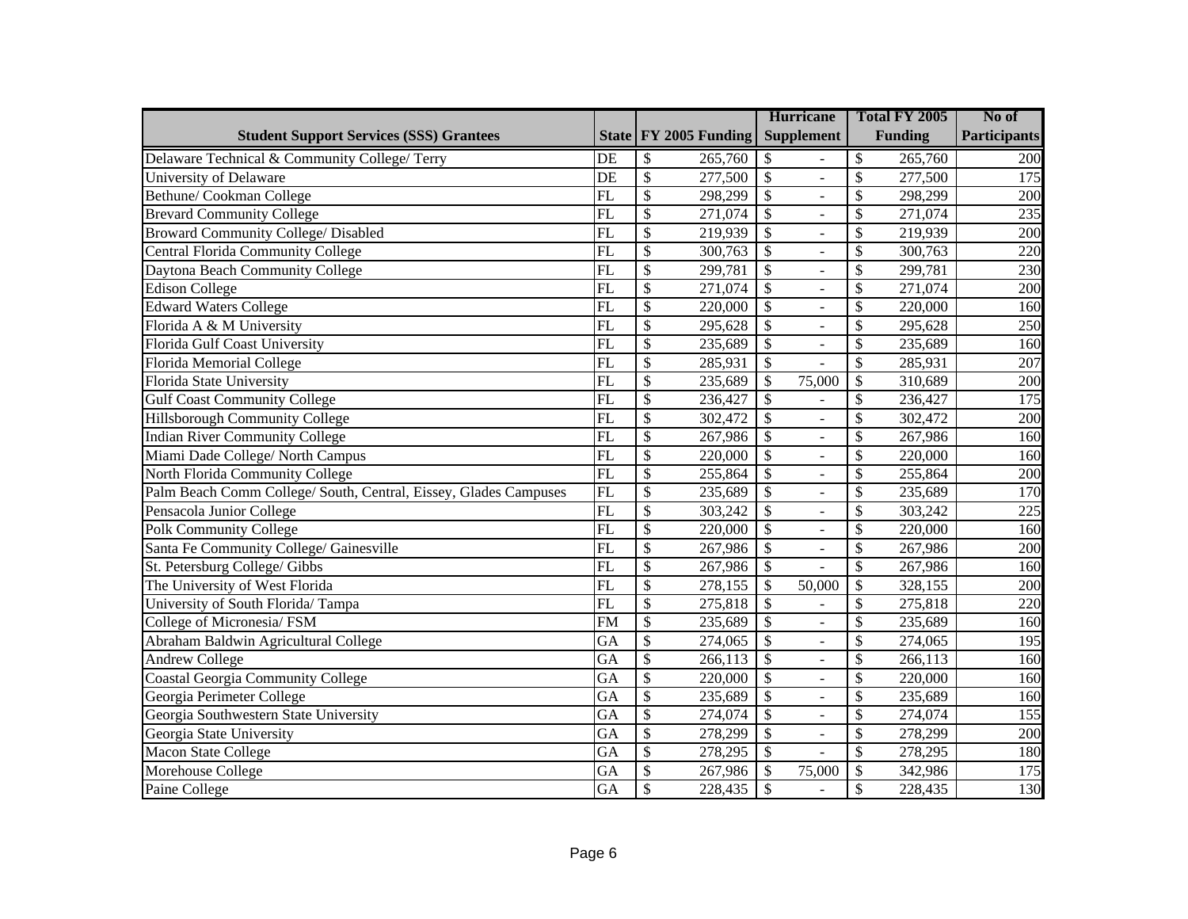| Student Support Services (SSS) Grantees | State | FY 2005 Funding | Hurricane Supplement | Total FY 2005 Funding | No of Participants |
|---|---|---|---|---|---|
| Delaware Technical & Community College/ Terry | DE | $ 265,760 | $ - | $ 265,760 | 200 |
| University of Delaware | DE | $ 277,500 | $ - | $ 277,500 | 175 |
| Bethune/ Cookman College | FL | $ 298,299 | $ - | $ 298,299 | 200 |
| Brevard Community College | FL | $ 271,074 | $ - | $ 271,074 | 235 |
| Broward Community College/ Disabled | FL | $ 219,939 | $ - | $ 219,939 | 200 |
| Central Florida Community College | FL | $ 300,763 | $ - | $ 300,763 | 220 |
| Daytona Beach Community College | FL | $ 299,781 | $ - | $ 299,781 | 230 |
| Edison College | FL | $ 271,074 | $ - | $ 271,074 | 200 |
| Edward Waters College | FL | $ 220,000 | $ - | $ 220,000 | 160 |
| Florida A & M University | FL | $ 295,628 | $ - | $ 295,628 | 250 |
| Florida Gulf Coast University | FL | $ 235,689 | $ - | $ 235,689 | 160 |
| Florida Memorial College | FL | $ 285,931 | $ - | $ 285,931 | 207 |
| Florida State University | FL | $ 235,689 | $ 75,000 | $ 310,689 | 200 |
| Gulf Coast Community College | FL | $ 236,427 | $ - | $ 236,427 | 175 |
| Hillsborough Community College | FL | $ 302,472 | $ - | $ 302,472 | 200 |
| Indian River Community College | FL | $ 267,986 | $ - | $ 267,986 | 160 |
| Miami Dade College/ North Campus | FL | $ 220,000 | $ - | $ 220,000 | 160 |
| North Florida Community College | FL | $ 255,864 | $ - | $ 255,864 | 200 |
| Palm Beach Comm College/ South, Central, Eissey, Glades Campuses | FL | $ 235,689 | $ - | $ 235,689 | 170 |
| Pensacola Junior College | FL | $ 303,242 | $ - | $ 303,242 | 225 |
| Polk Community College | FL | $ 220,000 | $ - | $ 220,000 | 160 |
| Santa Fe Community College/ Gainesville | FL | $ 267,986 | $ - | $ 267,986 | 200 |
| St. Petersburg College/ Gibbs | FL | $ 267,986 | $ - | $ 267,986 | 160 |
| The University of West Florida | FL | $ 278,155 | $ 50,000 | $ 328,155 | 200 |
| University of South Florida/ Tampa | FL | $ 275,818 | $ - | $ 275,818 | 220 |
| College of Micronesia/ FSM | FM | $ 235,689 | $ - | $ 235,689 | 160 |
| Abraham Baldwin Agricultural College | GA | $ 274,065 | $ - | $ 274,065 | 195 |
| Andrew College | GA | $ 266,113 | $ - | $ 266,113 | 160 |
| Coastal Georgia Community College | GA | $ 220,000 | $ - | $ 220,000 | 160 |
| Georgia Perimeter College | GA | $ 235,689 | $ - | $ 235,689 | 160 |
| Georgia Southwestern State University | GA | $ 274,074 | $ - | $ 274,074 | 155 |
| Georgia State University | GA | $ 278,299 | $ - | $ 278,299 | 200 |
| Macon State College | GA | $ 278,295 | $ - | $ 278,295 | 180 |
| Morehouse College | GA | $ 267,986 | $ 75,000 | $ 342,986 | 175 |
| Paine College | GA | $ 228,435 | $ - | $ 228,435 | 130 |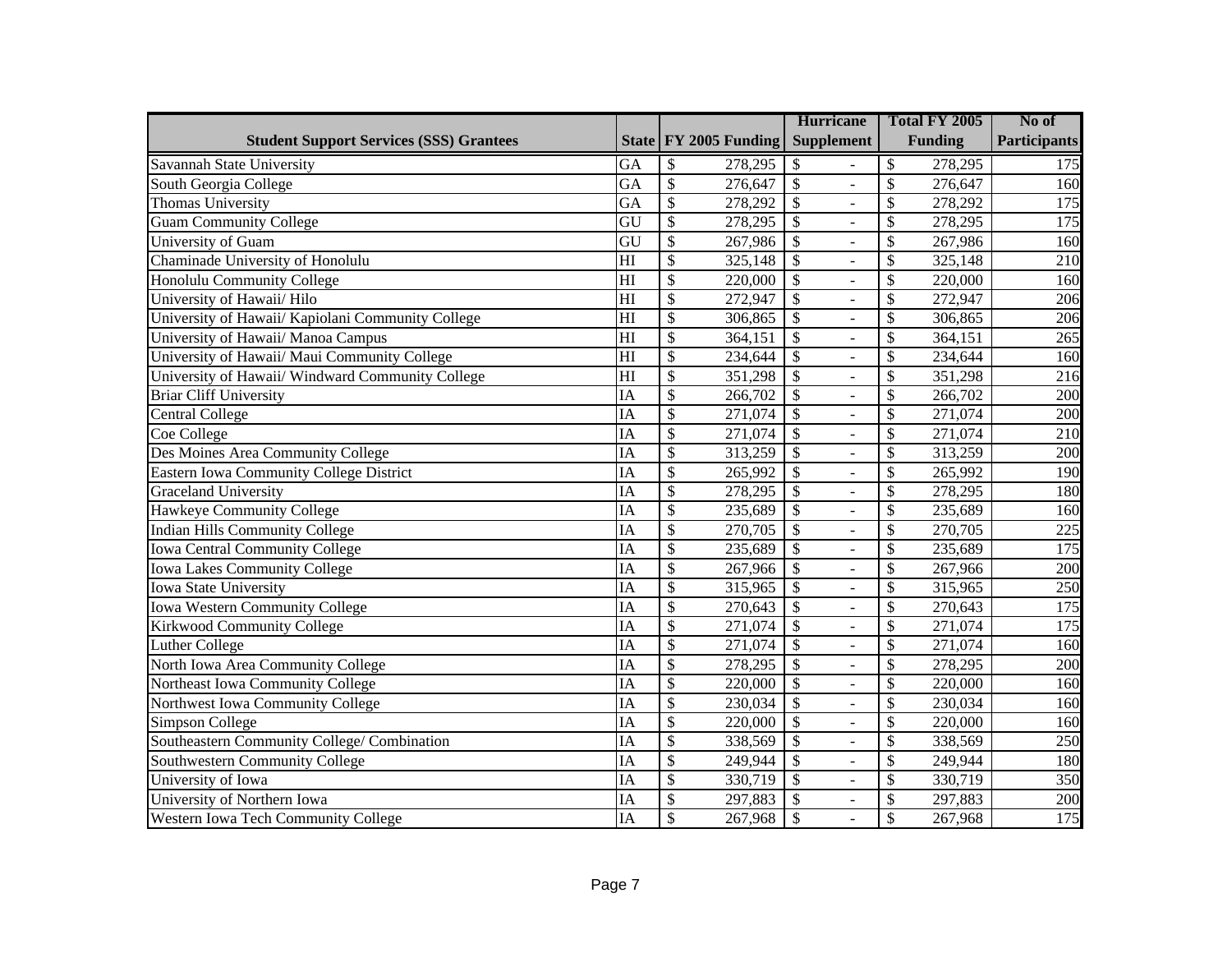| Student Support Services (SSS) Grantees | State | FY 2005 Funding | Hurricane Supplement | Total FY 2005 Funding | No of Participants |
|---|---|---|---|---|---|
| Savannah State University | GA | $ 278,295 | $ - | $ 278,295 | 175 |
| South Georgia College | GA | $ 276,647 | $ - | $ 276,647 | 160 |
| Thomas University | GA | $ 278,292 | $ - | $ 278,292 | 175 |
| Guam Community College | GU | $ 278,295 | $ - | $ 278,295 | 175 |
| University of Guam | GU | $ 267,986 | $ - | $ 267,986 | 160 |
| Chaminade University of Honolulu | HI | $ 325,148 | $ - | $ 325,148 | 210 |
| Honolulu Community College | HI | $ 220,000 | $ - | $ 220,000 | 160 |
| University of Hawaii/ Hilo | HI | $ 272,947 | $ - | $ 272,947 | 206 |
| University of Hawaii/ Kapiolani Community College | HI | $ 306,865 | $ - | $ 306,865 | 206 |
| University of Hawaii/ Manoa Campus | HI | $ 364,151 | $ - | $ 364,151 | 265 |
| University of Hawaii/ Maui Community College | HI | $ 234,644 | $ - | $ 234,644 | 160 |
| University of Hawaii/ Windward Community College | HI | $ 351,298 | $ - | $ 351,298 | 216 |
| Briar Cliff University | IA | $ 266,702 | $ - | $ 266,702 | 200 |
| Central College | IA | $ 271,074 | $ - | $ 271,074 | 200 |
| Coe College | IA | $ 271,074 | $ - | $ 271,074 | 210 |
| Des Moines Area Community College | IA | $ 313,259 | $ - | $ 313,259 | 200 |
| Eastern Iowa Community College District | IA | $ 265,992 | $ - | $ 265,992 | 190 |
| Graceland University | IA | $ 278,295 | $ - | $ 278,295 | 180 |
| Hawkeye Community College | IA | $ 235,689 | $ - | $ 235,689 | 160 |
| Indian Hills Community College | IA | $ 270,705 | $ - | $ 270,705 | 225 |
| Iowa Central Community College | IA | $ 235,689 | $ - | $ 235,689 | 175 |
| Iowa Lakes Community College | IA | $ 267,966 | $ - | $ 267,966 | 200 |
| Iowa State University | IA | $ 315,965 | $ - | $ 315,965 | 250 |
| Iowa Western Community College | IA | $ 270,643 | $ - | $ 270,643 | 175 |
| Kirkwood Community College | IA | $ 271,074 | $ - | $ 271,074 | 175 |
| Luther College | IA | $ 271,074 | $ - | $ 271,074 | 160 |
| North Iowa Area Community College | IA | $ 278,295 | $ - | $ 278,295 | 200 |
| Northeast Iowa Community College | IA | $ 220,000 | $ - | $ 220,000 | 160 |
| Northwest Iowa Community College | IA | $ 230,034 | $ - | $ 230,034 | 160 |
| Simpson College | IA | $ 220,000 | $ - | $ 220,000 | 160 |
| Southeastern Community College/ Combination | IA | $ 338,569 | $ - | $ 338,569 | 250 |
| Southwestern Community College | IA | $ 249,944 | $ - | $ 249,944 | 180 |
| University of Iowa | IA | $ 330,719 | $ - | $ 330,719 | 350 |
| University of Northern Iowa | IA | $ 297,883 | $ - | $ 297,883 | 200 |
| Western Iowa Tech Community College | IA | $ 267,968 | $ - | $ 267,968 | 175 |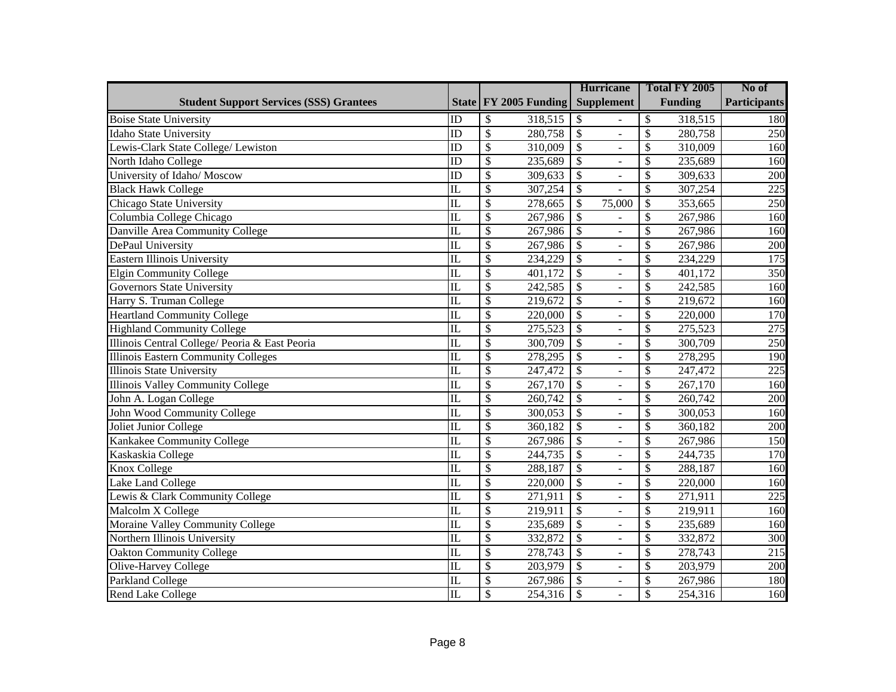| Student Support Services (SSS) Grantees | State | FY 2005 Funding | Hurricane Supplement | Total FY 2005 Funding | No of Participants |
|---|---|---|---|---|---|
| Boise State University | ID | $ 318,515 | $ - | $ 318,515 | 180 |
| Idaho State University | ID | $ 280,758 | $ - | $ 280,758 | 250 |
| Lewis-Clark State College/ Lewiston | ID | $ 310,009 | $ - | $ 310,009 | 160 |
| North Idaho College | ID | $ 235,689 | $ - | $ 235,689 | 160 |
| University of Idaho/ Moscow | ID | $ 309,633 | $ - | $ 309,633 | 200 |
| Black Hawk College | IL | $ 307,254 | $ - | $ 307,254 | 225 |
| Chicago State University | IL | $ 278,665 | $ 75,000 | $ 353,665 | 250 |
| Columbia College Chicago | IL | $ 267,986 | $ - | $ 267,986 | 160 |
| Danville Area Community College | IL | $ 267,986 | $ - | $ 267,986 | 160 |
| DePaul University | IL | $ 267,986 | $ - | $ 267,986 | 200 |
| Eastern Illinois University | IL | $ 234,229 | $ - | $ 234,229 | 175 |
| Elgin Community College | IL | $ 401,172 | $ - | $ 401,172 | 350 |
| Governors State University | IL | $ 242,585 | $ - | $ 242,585 | 160 |
| Harry S. Truman College | IL | $ 219,672 | $ - | $ 219,672 | 160 |
| Heartland Community College | IL | $ 220,000 | $ - | $ 220,000 | 170 |
| Highland Community College | IL | $ 275,523 | $ - | $ 275,523 | 275 |
| Illinois Central College/ Peoria & East Peoria | IL | $ 300,709 | $ - | $ 300,709 | 250 |
| Illinois Eastern Community Colleges | IL | $ 278,295 | $ - | $ 278,295 | 190 |
| Illinois State University | IL | $ 247,472 | $ - | $ 247,472 | 225 |
| Illinois Valley Community College | IL | $ 267,170 | $ - | $ 267,170 | 160 |
| John A. Logan College | IL | $ 260,742 | $ - | $ 260,742 | 200 |
| John Wood Community College | IL | $ 300,053 | $ - | $ 300,053 | 160 |
| Joliet Junior College | IL | $ 360,182 | $ - | $ 360,182 | 200 |
| Kankakee Community College | IL | $ 267,986 | $ - | $ 267,986 | 150 |
| Kaskaskia College | IL | $ 244,735 | $ - | $ 244,735 | 170 |
| Knox College | IL | $ 288,187 | $ - | $ 288,187 | 160 |
| Lake Land College | IL | $ 220,000 | $ - | $ 220,000 | 160 |
| Lewis & Clark Community College | IL | $ 271,911 | $ - | $ 271,911 | 225 |
| Malcolm X College | IL | $ 219,911 | $ - | $ 219,911 | 160 |
| Moraine Valley Community College | IL | $ 235,689 | $ - | $ 235,689 | 160 |
| Northern Illinois University | IL | $ 332,872 | $ - | $ 332,872 | 300 |
| Oakton Community College | IL | $ 278,743 | $ - | $ 278,743 | 215 |
| Olive-Harvey College | IL | $ 203,979 | $ - | $ 203,979 | 200 |
| Parkland College | IL | $ 267,986 | $ - | $ 267,986 | 180 |
| Rend Lake College | IL | $ 254,316 | $ - | $ 254,316 | 160 |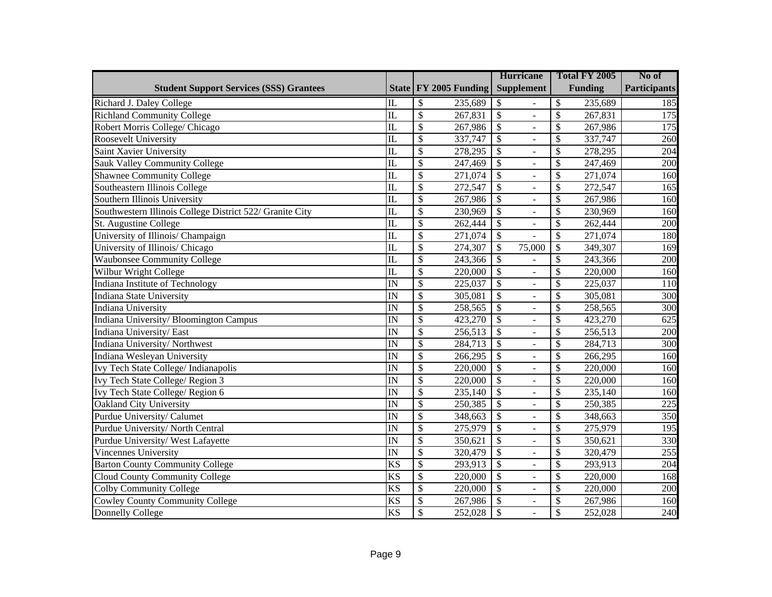| Student Support Services (SSS) Grantees | State | FY 2005 Funding | Hurricane Supplement | Total FY 2005 Funding | No of Participants |
|---|---|---|---|---|---|
| Richard J. Daley College | IL | $ 235,689 | $ - | $ 235,689 | 185 |
| Richland Community College | IL | $ 267,831 | $ - | $ 267,831 | 175 |
| Robert Morris College/ Chicago | IL | $ 267,986 | $ - | $ 267,986 | 175 |
| Roosevelt University | IL | $ 337,747 | $ - | $ 337,747 | 260 |
| Saint Xavier University | IL | $ 278,295 | $ - | $ 278,295 | 204 |
| Sauk Valley Community College | IL | $ 247,469 | $ - | $ 247,469 | 200 |
| Shawnee Community College | IL | $ 271,074 | $ - | $ 271,074 | 160 |
| Southeastern Illinois College | IL | $ 272,547 | $ - | $ 272,547 | 165 |
| Southern Illinois University | IL | $ 267,986 | $ - | $ 267,986 | 160 |
| Southwestern Illinois College District 522/ Granite City | IL | $ 230,969 | $ - | $ 230,969 | 160 |
| St. Augustine College | IL | $ 262,444 | $ - | $ 262,444 | 200 |
| University of Illinois/ Champaign | IL | $ 271,074 | $ - | $ 271,074 | 180 |
| University of Illinois/ Chicago | IL | $ 274,307 | $ 75,000 | $ 349,307 | 169 |
| Waubonsee Community College | IL | $ 243,366 | $ - | $ 243,366 | 200 |
| Wilbur Wright College | IL | $ 220,000 | $ - | $ 220,000 | 160 |
| Indiana Institute of Technology | IN | $ 225,037 | $ - | $ 225,037 | 110 |
| Indiana State University | IN | $ 305,081 | $ - | $ 305,081 | 300 |
| Indiana University | IN | $ 258,565 | $ - | $ 258,565 | 300 |
| Indiana University/ Bloomington Campus | IN | $ 423,270 | $ - | $ 423,270 | 625 |
| Indiana University/ East | IN | $ 256,513 | $ - | $ 256,513 | 200 |
| Indiana University/ Northwest | IN | $ 284,713 | $ - | $ 284,713 | 300 |
| Indiana Wesleyan University | IN | $ 266,295 | $ - | $ 266,295 | 160 |
| Ivy Tech State College/ Indianapolis | IN | $ 220,000 | $ - | $ 220,000 | 160 |
| Ivy Tech State College/ Region 3 | IN | $ 220,000 | $ - | $ 220,000 | 160 |
| Ivy Tech State College/ Region 6 | IN | $ 235,140 | $ - | $ 235,140 | 160 |
| Oakland City University | IN | $ 250,385 | $ - | $ 250,385 | 225 |
| Purdue University/ Calumet | IN | $ 348,663 | $ - | $ 348,663 | 350 |
| Purdue University/ North Central | IN | $ 275,979 | $ - | $ 275,979 | 195 |
| Purdue University/ West Lafayette | IN | $ 350,621 | $ - | $ 350,621 | 330 |
| Vincennes University | IN | $ 320,479 | $ - | $ 320,479 | 255 |
| Barton County Community College | KS | $ 293,913 | $ - | $ 293,913 | 204 |
| Cloud County Community College | KS | $ 220,000 | $ - | $ 220,000 | 168 |
| Colby Community College | KS | $ 220,000 | $ - | $ 220,000 | 200 |
| Cowley County Community College | KS | $ 267,986 | $ - | $ 267,986 | 160 |
| Donnelly College | KS | $ 252,028 | $ - | $ 252,028 | 240 |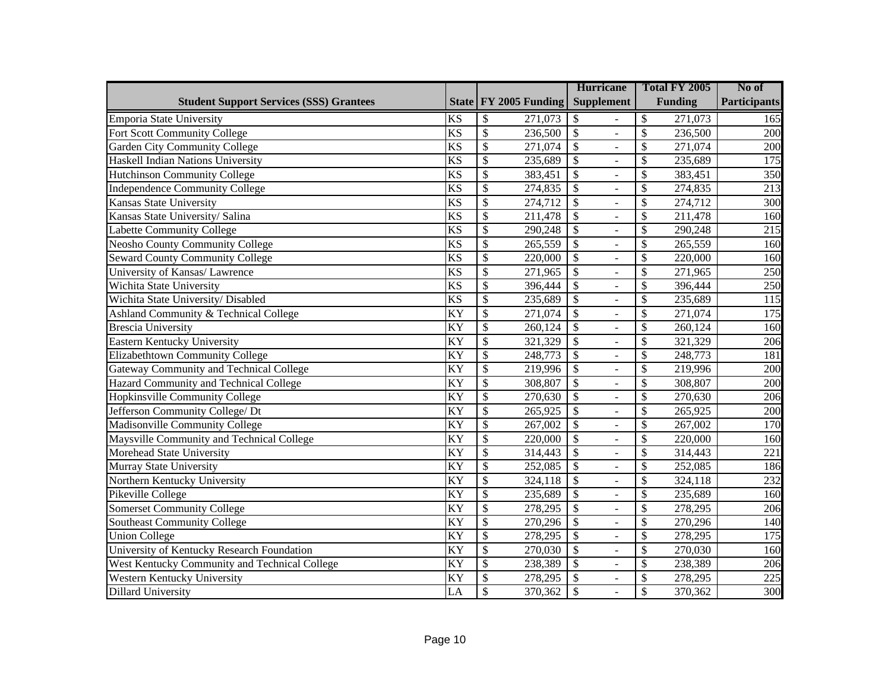| Student Support Services (SSS) Grantees | State | FY 2005 Funding | Hurricane Supplement | Total FY 2005 Funding | No of Participants |
|---|---|---|---|---|---|
| Emporia State University | KS | $ 271,073 | $ - | $ 271,073 | 165 |
| Fort Scott Community College | KS | $ 236,500 | $ - | $ 236,500 | 200 |
| Garden City Community College | KS | $ 271,074 | $ - | $ 271,074 | 200 |
| Haskell Indian Nations University | KS | $ 235,689 | $ - | $ 235,689 | 175 |
| Hutchinson Community College | KS | $ 383,451 | $ - | $ 383,451 | 350 |
| Independence Community College | KS | $ 274,835 | $ - | $ 274,835 | 213 |
| Kansas State University | KS | $ 274,712 | $ - | $ 274,712 | 300 |
| Kansas State University/ Salina | KS | $ 211,478 | $ - | $ 211,478 | 160 |
| Labette Community College | KS | $ 290,248 | $ - | $ 290,248 | 215 |
| Neosho County Community College | KS | $ 265,559 | $ - | $ 265,559 | 160 |
| Seward County Community College | KS | $ 220,000 | $ - | $ 220,000 | 160 |
| University of Kansas/ Lawrence | KS | $ 271,965 | $ - | $ 271,965 | 250 |
| Wichita State University | KS | $ 396,444 | $ - | $ 396,444 | 250 |
| Wichita State University/ Disabled | KS | $ 235,689 | $ - | $ 235,689 | 115 |
| Ashland Community & Technical College | KY | $ 271,074 | $ - | $ 271,074 | 175 |
| Brescia University | KY | $ 260,124 | $ - | $ 260,124 | 160 |
| Eastern Kentucky University | KY | $ 321,329 | $ - | $ 321,329 | 206 |
| Elizabethtown Community College | KY | $ 248,773 | $ - | $ 248,773 | 181 |
| Gateway Community and Technical College | KY | $ 219,996 | $ - | $ 219,996 | 200 |
| Hazard Community and Technical College | KY | $ 308,807 | $ - | $ 308,807 | 200 |
| Hopkinsville Community College | KY | $ 270,630 | $ - | $ 270,630 | 206 |
| Jefferson Community College/ Dt | KY | $ 265,925 | $ - | $ 265,925 | 200 |
| Madisonville Community College | KY | $ 267,002 | $ - | $ 267,002 | 170 |
| Maysville Community and Technical College | KY | $ 220,000 | $ - | $ 220,000 | 160 |
| Morehead State University | KY | $ 314,443 | $ - | $ 314,443 | 221 |
| Murray State University | KY | $ 252,085 | $ - | $ 252,085 | 186 |
| Northern Kentucky University | KY | $ 324,118 | $ - | $ 324,118 | 232 |
| Pikeville College | KY | $ 235,689 | $ - | $ 235,689 | 160 |
| Somerset Community College | KY | $ 278,295 | $ - | $ 278,295 | 206 |
| Southeast Community College | KY | $ 270,296 | $ - | $ 270,296 | 140 |
| Union College | KY | $ 278,295 | $ - | $ 278,295 | 175 |
| University of Kentucky Research Foundation | KY | $ 270,030 | $ - | $ 270,030 | 160 |
| West Kentucky Community and Technical College | KY | $ 238,389 | $ - | $ 238,389 | 206 |
| Western Kentucky University | KY | $ 278,295 | $ - | $ 278,295 | 225 |
| Dillard University | LA | $ 370,362 | $ - | $ 370,362 | 300 |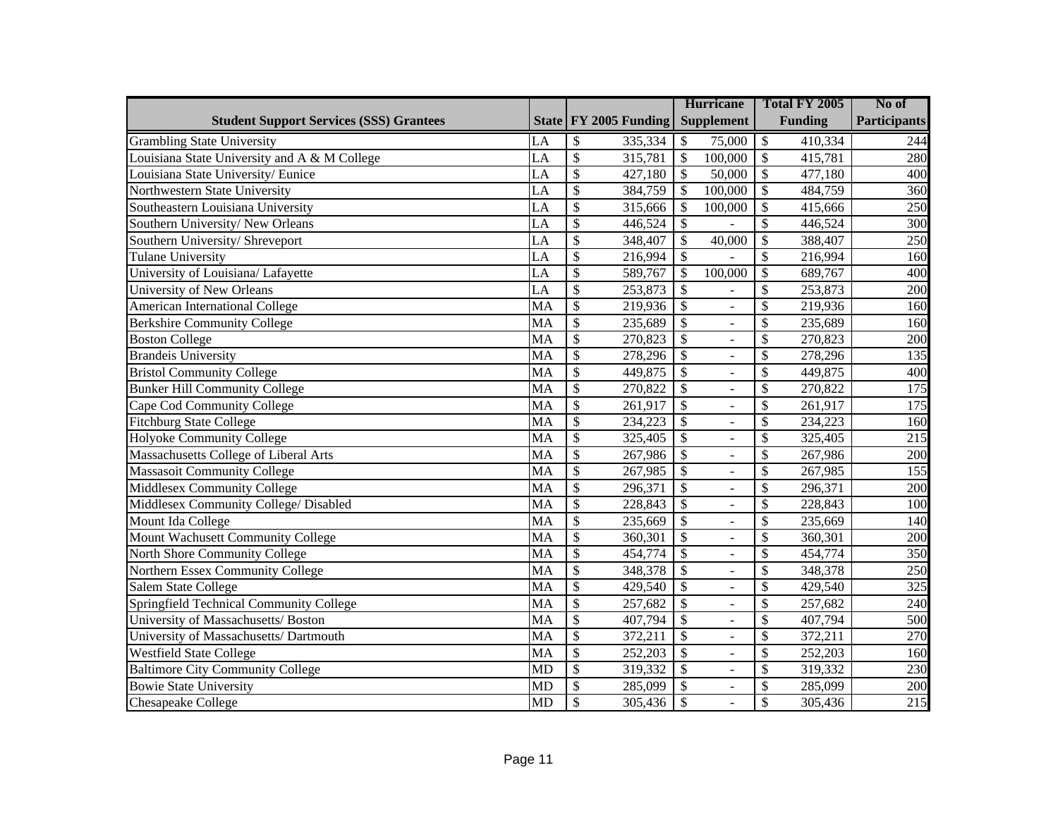| Student Support Services (SSS) Grantees | State | FY 2005 Funding | Hurricane Supplement | Total FY 2005 Funding | No of Participants |
|---|---|---|---|---|---|
| Grambling State University | LA | $ 335,334 | $ 75,000 | $ 410,334 | 244 |
| Louisiana State University and A & M College | LA | $ 315,781 | $ 100,000 | $ 415,781 | 280 |
| Louisiana State University/ Eunice | LA | $ 427,180 | $ 50,000 | $ 477,180 | 400 |
| Northwestern State University | LA | $ 384,759 | $ 100,000 | $ 484,759 | 360 |
| Southeastern Louisiana University | LA | $ 315,666 | $ 100,000 | $ 415,666 | 250 |
| Southern University/ New Orleans | LA | $ 446,524 | $ - | $ 446,524 | 300 |
| Southern University/ Shreveport | LA | $ 348,407 | $ 40,000 | $ 388,407 | 250 |
| Tulane University | LA | $ 216,994 | $ - | $ 216,994 | 160 |
| University of Louisiana/ Lafayette | LA | $ 589,767 | $ 100,000 | $ 689,767 | 400 |
| University of New Orleans | LA | $ 253,873 | $ - | $ 253,873 | 200 |
| American International College | MA | $ 219,936 | $ - | $ 219,936 | 160 |
| Berkshire Community College | MA | $ 235,689 | $ - | $ 235,689 | 160 |
| Boston College | MA | $ 270,823 | $ - | $ 270,823 | 200 |
| Brandeis University | MA | $ 278,296 | $ - | $ 278,296 | 135 |
| Bristol Community College | MA | $ 449,875 | $ - | $ 449,875 | 400 |
| Bunker Hill Community College | MA | $ 270,822 | $ - | $ 270,822 | 175 |
| Cape Cod Community College | MA | $ 261,917 | $ - | $ 261,917 | 175 |
| Fitchburg State College | MA | $ 234,223 | $ - | $ 234,223 | 160 |
| Holyoke Community College | MA | $ 325,405 | $ - | $ 325,405 | 215 |
| Massachusetts College of Liberal Arts | MA | $ 267,986 | $ - | $ 267,986 | 200 |
| Massasoit Community College | MA | $ 267,985 | $ - | $ 267,985 | 155 |
| Middlesex Community College | MA | $ 296,371 | $ - | $ 296,371 | 200 |
| Middlesex Community College/ Disabled | MA | $ 228,843 | $ - | $ 228,843 | 100 |
| Mount Ida College | MA | $ 235,669 | $ - | $ 235,669 | 140 |
| Mount Wachusett Community College | MA | $ 360,301 | $ - | $ 360,301 | 200 |
| North Shore Community College | MA | $ 454,774 | $ - | $ 454,774 | 350 |
| Northern Essex Community College | MA | $ 348,378 | $ - | $ 348,378 | 250 |
| Salem State College | MA | $ 429,540 | $ - | $ 429,540 | 325 |
| Springfield Technical Community College | MA | $ 257,682 | $ - | $ 257,682 | 240 |
| University of Massachusetts/ Boston | MA | $ 407,794 | $ - | $ 407,794 | 500 |
| University of Massachusetts/ Dartmouth | MA | $ 372,211 | $ - | $ 372,211 | 270 |
| Westfield State College | MA | $ 252,203 | $ - | $ 252,203 | 160 |
| Baltimore City Community College | MD | $ 319,332 | $ - | $ 319,332 | 230 |
| Bowie State University | MD | $ 285,099 | $ - | $ 285,099 | 200 |
| Chesapeake College | MD | $ 305,436 | $ - | $ 305,436 | 215 |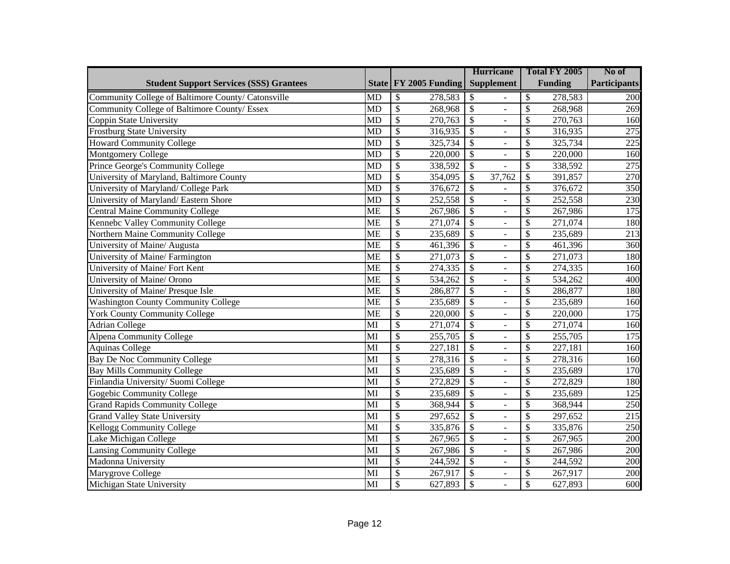| Student Support Services (SSS) Grantees | State | FY 2005 Funding | Hurricane Supplement | Total FY 2005 Funding | No of Participants |
|---|---|---|---|---|---|
| Community College of Baltimore County/ Catonsville | MD | $ 278,583 | $ - | $ 278,583 | 200 |
| Community College of Baltimore County/ Essex | MD | $ 268,968 | $ - | $ 268,968 | 269 |
| Coppin State University | MD | $ 270,763 | $ - | $ 270,763 | 160 |
| Frostburg State University | MD | $ 316,935 | $ - | $ 316,935 | 275 |
| Howard Community College | MD | $ 325,734 | $ - | $ 325,734 | 225 |
| Montgomery College | MD | $ 220,000 | $ - | $ 220,000 | 160 |
| Prince George's Community College | MD | $ 338,592 | $ - | $ 338,592 | 275 |
| University of Maryland, Baltimore County | MD | $ 354,095 | $ 37,762 | $ 391,857 | 270 |
| University of Maryland/ College Park | MD | $ 376,672 | $ - | $ 376,672 | 350 |
| University of Maryland/ Eastern Shore | MD | $ 252,558 | $ - | $ 252,558 | 230 |
| Central Maine Community College | ME | $ 267,986 | $ - | $ 267,986 | 175 |
| Kennebc Valley Community College | ME | $ 271,074 | $ - | $ 271,074 | 180 |
| Northern Maine Community College | ME | $ 235,689 | $ - | $ 235,689 | 213 |
| University of Maine/ Augusta | ME | $ 461,396 | $ - | $ 461,396 | 360 |
| University of Maine/ Farmington | ME | $ 271,073 | $ - | $ 271,073 | 180 |
| University of Maine/ Fort Kent | ME | $ 274,335 | $ - | $ 274,335 | 160 |
| University of Maine/ Orono | ME | $ 534,262 | $ - | $ 534,262 | 400 |
| University of Maine/ Presque Isle | ME | $ 286,877 | $ - | $ 286,877 | 180 |
| Washington County Community College | ME | $ 235,689 | $ - | $ 235,689 | 160 |
| York County Community College | ME | $ 220,000 | $ - | $ 220,000 | 175 |
| Adrian College | MI | $ 271,074 | $ - | $ 271,074 | 160 |
| Alpena Community College | MI | $ 255,705 | $ - | $ 255,705 | 175 |
| Aquinas College | MI | $ 227,181 | $ - | $ 227,181 | 160 |
| Bay De Noc Community College | MI | $ 278,316 | $ - | $ 278,316 | 160 |
| Bay Mills Community College | MI | $ 235,689 | $ - | $ 235,689 | 170 |
| Finlandia University/ Suomi College | MI | $ 272,829 | $ - | $ 272,829 | 180 |
| Gogebic Community College | MI | $ 235,689 | $ - | $ 235,689 | 125 |
| Grand Rapids Community College | MI | $ 368,944 | $ - | $ 368,944 | 250 |
| Grand Valley State University | MI | $ 297,652 | $ - | $ 297,652 | 215 |
| Kellogg Community College | MI | $ 335,876 | $ - | $ 335,876 | 250 |
| Lake Michigan College | MI | $ 267,965 | $ - | $ 267,965 | 200 |
| Lansing Community College | MI | $ 267,986 | $ - | $ 267,986 | 200 |
| Madonna University | MI | $ 244,592 | $ - | $ 244,592 | 200 |
| Marygrove College | MI | $ 267,917 | $ - | $ 267,917 | 200 |
| Michigan State University | MI | $ 627,893 | $ - | $ 627,893 | 600 |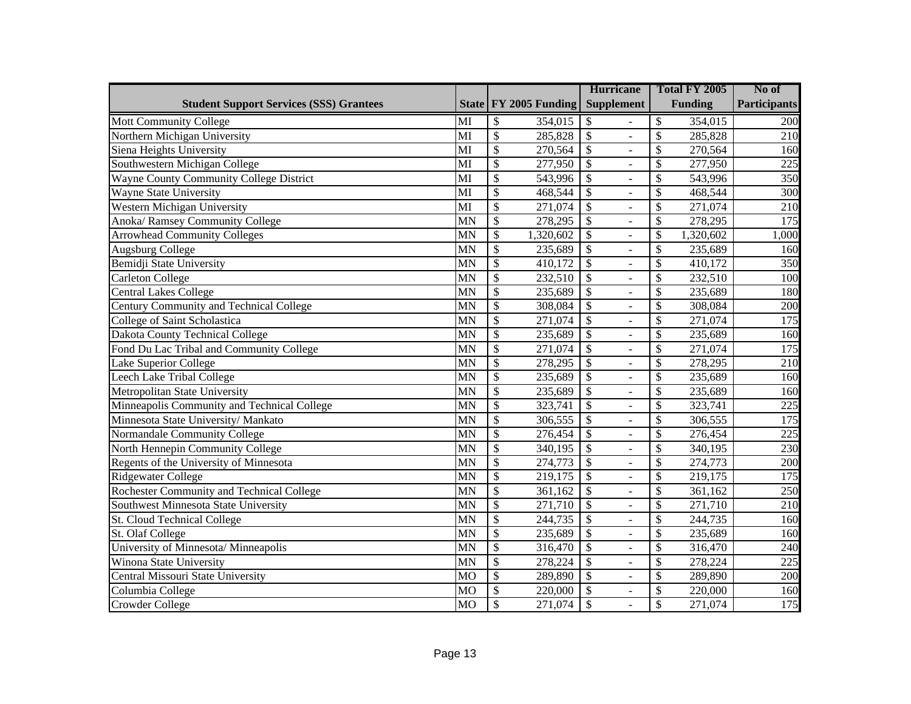| Student Support Services (SSS) Grantees | State | FY 2005 Funding | Hurricane Supplement | Total FY 2005 Funding | No of Participants |
|---|---|---|---|---|---|
| Mott Community College | MI | $ 354,015 | $ - | $ 354,015 | 200 |
| Northern Michigan University | MI | $ 285,828 | $ - | $ 285,828 | 210 |
| Siena Heights University | MI | $ 270,564 | $ - | $ 270,564 | 160 |
| Southwestern Michigan College | MI | $ 277,950 | $ - | $ 277,950 | 225 |
| Wayne County Community College District | MI | $ 543,996 | $ - | $ 543,996 | 350 |
| Wayne State University | MI | $ 468,544 | $ - | $ 468,544 | 300 |
| Western Michigan University | MI | $ 271,074 | $ - | $ 271,074 | 210 |
| Anoka/ Ramsey Community College | MN | $ 278,295 | $ - | $ 278,295 | 175 |
| Arrowhead Community Colleges | MN | $ 1,320,602 | $ - | $ 1,320,602 | 1,000 |
| Augsburg College | MN | $ 235,689 | $ - | $ 235,689 | 160 |
| Bemidji State University | MN | $ 410,172 | $ - | $ 410,172 | 350 |
| Carleton College | MN | $ 232,510 | $ - | $ 232,510 | 100 |
| Central Lakes College | MN | $ 235,689 | $ - | $ 235,689 | 180 |
| Century Community and Technical College | MN | $ 308,084 | $ - | $ 308,084 | 200 |
| College of Saint Scholastica | MN | $ 271,074 | $ - | $ 271,074 | 175 |
| Dakota County Technical College | MN | $ 235,689 | $ - | $ 235,689 | 160 |
| Fond Du Lac Tribal and Community College | MN | $ 271,074 | $ - | $ 271,074 | 175 |
| Lake Superior College | MN | $ 278,295 | $ - | $ 278,295 | 210 |
| Leech Lake Tribal College | MN | $ 235,689 | $ - | $ 235,689 | 160 |
| Metropolitan State University | MN | $ 235,689 | $ - | $ 235,689 | 160 |
| Minneapolis Community and Technical College | MN | $ 323,741 | $ - | $ 323,741 | 225 |
| Minnesota State University/ Mankato | MN | $ 306,555 | $ - | $ 306,555 | 175 |
| Normandale Community College | MN | $ 276,454 | $ - | $ 276,454 | 225 |
| North Hennepin Community College | MN | $ 340,195 | $ - | $ 340,195 | 230 |
| Regents of the University of Minnesota | MN | $ 274,773 | $ - | $ 274,773 | 200 |
| Ridgewater College | MN | $ 219,175 | $ - | $ 219,175 | 175 |
| Rochester Community and Technical College | MN | $ 361,162 | $ - | $ 361,162 | 250 |
| Southwest Minnesota State University | MN | $ 271,710 | $ - | $ 271,710 | 210 |
| St. Cloud Technical College | MN | $ 244,735 | $ - | $ 244,735 | 160 |
| St. Olaf College | MN | $ 235,689 | $ - | $ 235,689 | 160 |
| University of Minnesota/ Minneapolis | MN | $ 316,470 | $ - | $ 316,470 | 240 |
| Winona State University | MN | $ 278,224 | $ - | $ 278,224 | 225 |
| Central Missouri State University | MO | $ 289,890 | $ - | $ 289,890 | 200 |
| Columbia College | MO | $ 220,000 | $ - | $ 220,000 | 160 |
| Crowder College | MO | $ 271,074 | $ - | $ 271,074 | 175 |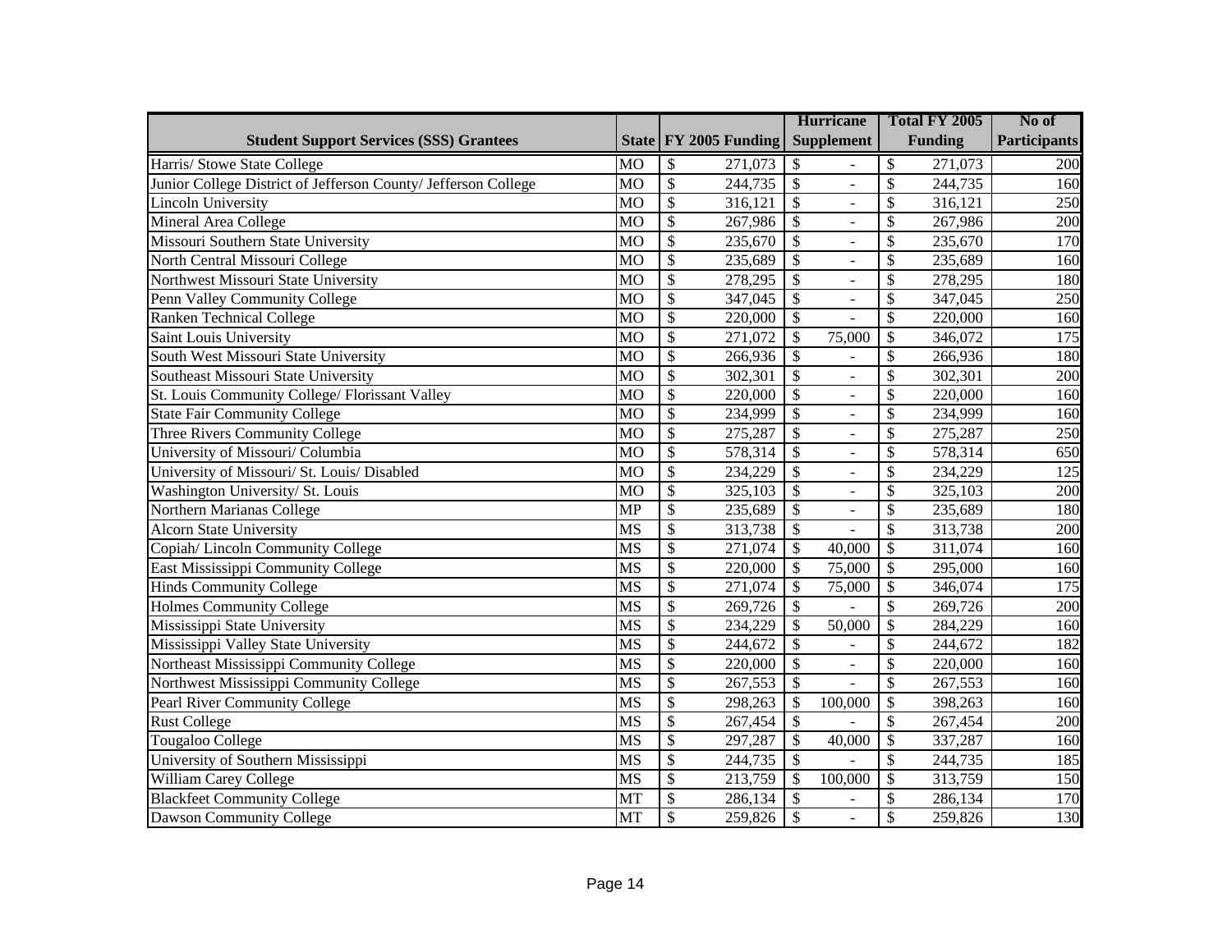| Student Support Services (SSS) Grantees | State | FY 2005 Funding | Hurricane Supplement | Total FY 2005 Funding | No of Participants |
|---|---|---|---|---|---|
| Harris/ Stowe State College | MO | $ 271,073 | $ - | $ 271,073 | 200 |
| Junior College District of Jefferson County/ Jefferson College | MO | $ 244,735 | $ - | $ 244,735 | 160 |
| Lincoln University | MO | $ 316,121 | $ - | $ 316,121 | 250 |
| Mineral Area College | MO | $ 267,986 | $ - | $ 267,986 | 200 |
| Missouri Southern State University | MO | $ 235,670 | $ - | $ 235,670 | 170 |
| North Central Missouri College | MO | $ 235,689 | $ - | $ 235,689 | 160 |
| Northwest Missouri State University | MO | $ 278,295 | $ - | $ 278,295 | 180 |
| Penn Valley Community College | MO | $ 347,045 | $ - | $ 347,045 | 250 |
| Ranken Technical College | MO | $ 220,000 | $ - | $ 220,000 | 160 |
| Saint Louis University | MO | $ 271,072 | $ 75,000 | $ 346,072 | 175 |
| South West Missouri State University | MO | $ 266,936 | $ - | $ 266,936 | 180 |
| Southeast Missouri State University | MO | $ 302,301 | $ - | $ 302,301 | 200 |
| St. Louis Community College/ Florissant Valley | MO | $ 220,000 | $ - | $ 220,000 | 160 |
| State Fair Community College | MO | $ 234,999 | $ - | $ 234,999 | 160 |
| Three Rivers Community College | MO | $ 275,287 | $ - | $ 275,287 | 250 |
| University of Missouri/ Columbia | MO | $ 578,314 | $ - | $ 578,314 | 650 |
| University of Missouri/ St. Louis/ Disabled | MO | $ 234,229 | $ - | $ 234,229 | 125 |
| Washington University/ St. Louis | MO | $ 325,103 | $ - | $ 325,103 | 200 |
| Northern Marianas College | MP | $ 235,689 | $ - | $ 235,689 | 180 |
| Alcorn State University | MS | $ 313,738 | $ - | $ 313,738 | 200 |
| Copiah/ Lincoln Community College | MS | $ 271,074 | $ 40,000 | $ 311,074 | 160 |
| East Mississippi Community College | MS | $ 220,000 | $ 75,000 | $ 295,000 | 160 |
| Hinds Community College | MS | $ 271,074 | $ 75,000 | $ 346,074 | 175 |
| Holmes Community College | MS | $ 269,726 | $ - | $ 269,726 | 200 |
| Mississippi State University | MS | $ 234,229 | $ 50,000 | $ 284,229 | 160 |
| Mississippi Valley State University | MS | $ 244,672 | $ - | $ 244,672 | 182 |
| Northeast Mississippi Community College | MS | $ 220,000 | $ - | $ 220,000 | 160 |
| Northwest Mississippi Community College | MS | $ 267,553 | $ - | $ 267,553 | 160 |
| Pearl River Community College | MS | $ 298,263 | $ 100,000 | $ 398,263 | 160 |
| Rust College | MS | $ 267,454 | $ - | $ 267,454 | 200 |
| Tougaloo College | MS | $ 297,287 | $ 40,000 | $ 337,287 | 160 |
| University of Southern Mississippi | MS | $ 244,735 | $ - | $ 244,735 | 185 |
| William Carey College | MS | $ 213,759 | $ 100,000 | $ 313,759 | 150 |
| Blackfeet Community College | MT | $ 286,134 | $ - | $ 286,134 | 170 |
| Dawson Community College | MT | $ 259,826 | $ - | $ 259,826 | 130 |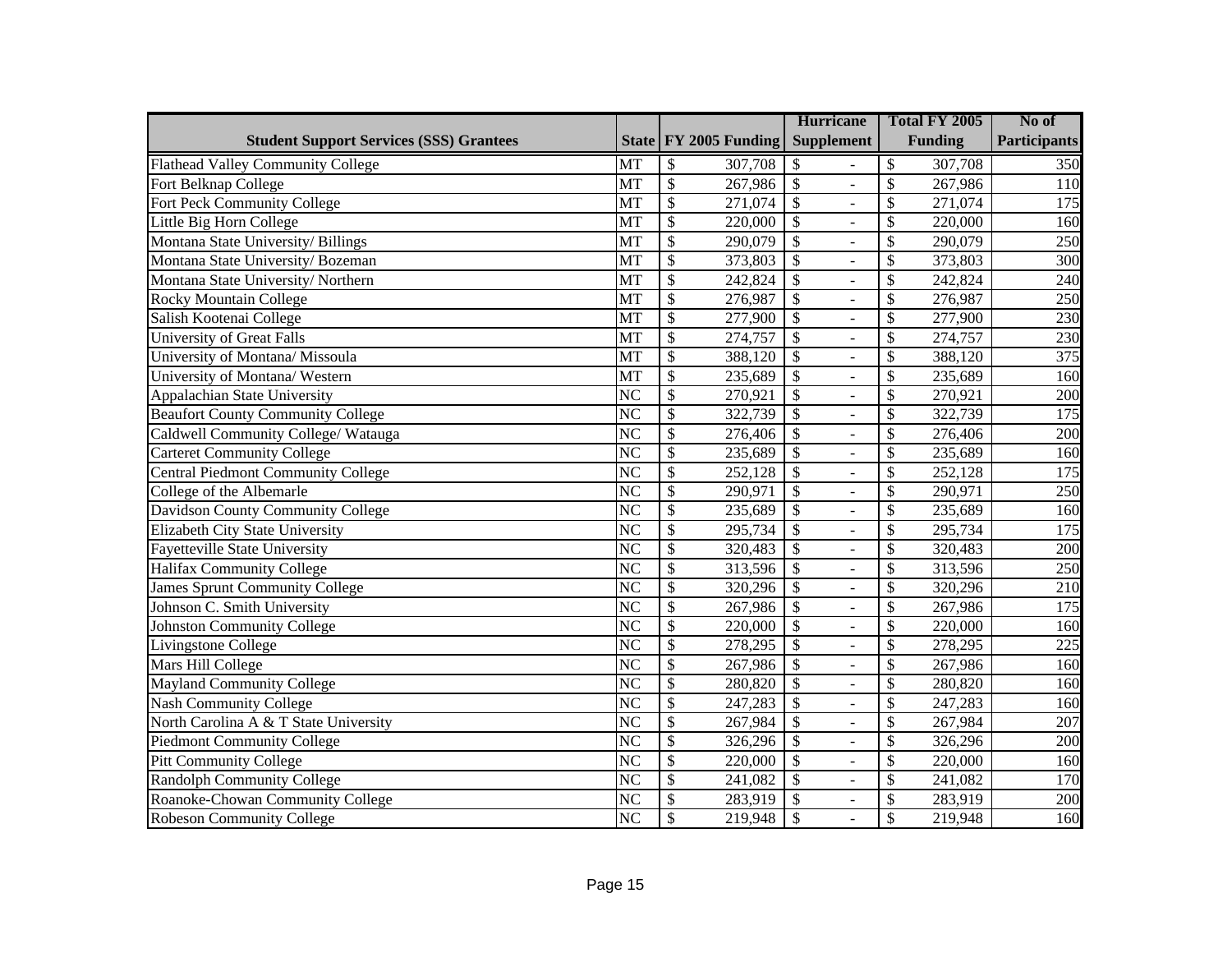| Student Support Services (SSS) Grantees | State | FY 2005 Funding | Hurricane Supplement | Total FY 2005 Funding | No of Participants |
|---|---|---|---|---|---|
| Flathead Valley Community College | MT | $ 307,708 | $ - | $ 307,708 | 350 |
| Fort Belknap College | MT | $ 267,986 | $ - | $ 267,986 | 110 |
| Fort Peck Community College | MT | $ 271,074 | $ - | $ 271,074 | 175 |
| Little Big Horn College | MT | $ 220,000 | $ - | $ 220,000 | 160 |
| Montana State University/ Billings | MT | $ 290,079 | $ - | $ 290,079 | 250 |
| Montana State University/ Bozeman | MT | $ 373,803 | $ - | $ 373,803 | 300 |
| Montana State University/ Northern | MT | $ 242,824 | $ - | $ 242,824 | 240 |
| Rocky Mountain College | MT | $ 276,987 | $ - | $ 276,987 | 250 |
| Salish Kootenai College | MT | $ 277,900 | $ - | $ 277,900 | 230 |
| University of Great Falls | MT | $ 274,757 | $ - | $ 274,757 | 230 |
| University of Montana/ Missoula | MT | $ 388,120 | $ - | $ 388,120 | 375 |
| University of Montana/ Western | MT | $ 235,689 | $ - | $ 235,689 | 160 |
| Appalachian State University | NC | $ 270,921 | $ - | $ 270,921 | 200 |
| Beaufort County Community College | NC | $ 322,739 | $ - | $ 322,739 | 175 |
| Caldwell Community College/ Watauga | NC | $ 276,406 | $ - | $ 276,406 | 200 |
| Carteret Community College | NC | $ 235,689 | $ - | $ 235,689 | 160 |
| Central Piedmont Community College | NC | $ 252,128 | $ - | $ 252,128 | 175 |
| College of the Albemarle | NC | $ 290,971 | $ - | $ 290,971 | 250 |
| Davidson County Community College | NC | $ 235,689 | $ - | $ 235,689 | 160 |
| Elizabeth City State University | NC | $ 295,734 | $ - | $ 295,734 | 175 |
| Fayetteville State University | NC | $ 320,483 | $ - | $ 320,483 | 200 |
| Halifax Community College | NC | $ 313,596 | $ - | $ 313,596 | 250 |
| James Sprunt Community College | NC | $ 320,296 | $ - | $ 320,296 | 210 |
| Johnson C. Smith University | NC | $ 267,986 | $ - | $ 267,986 | 175 |
| Johnston Community College | NC | $ 220,000 | $ - | $ 220,000 | 160 |
| Livingstone College | NC | $ 278,295 | $ - | $ 278,295 | 225 |
| Mars Hill College | NC | $ 267,986 | $ - | $ 267,986 | 160 |
| Mayland Community College | NC | $ 280,820 | $ - | $ 280,820 | 160 |
| Nash Community College | NC | $ 247,283 | $ - | $ 247,283 | 160 |
| North Carolina A & T State University | NC | $ 267,984 | $ - | $ 267,984 | 207 |
| Piedmont Community College | NC | $ 326,296 | $ - | $ 326,296 | 200 |
| Pitt Community College | NC | $ 220,000 | $ - | $ 220,000 | 160 |
| Randolph Community College | NC | $ 241,082 | $ - | $ 241,082 | 170 |
| Roanoke-Chowan Community College | NC | $ 283,919 | $ - | $ 283,919 | 200 |
| Robeson Community College | NC | $ 219,948 | $ - | $ 219,948 | 160 |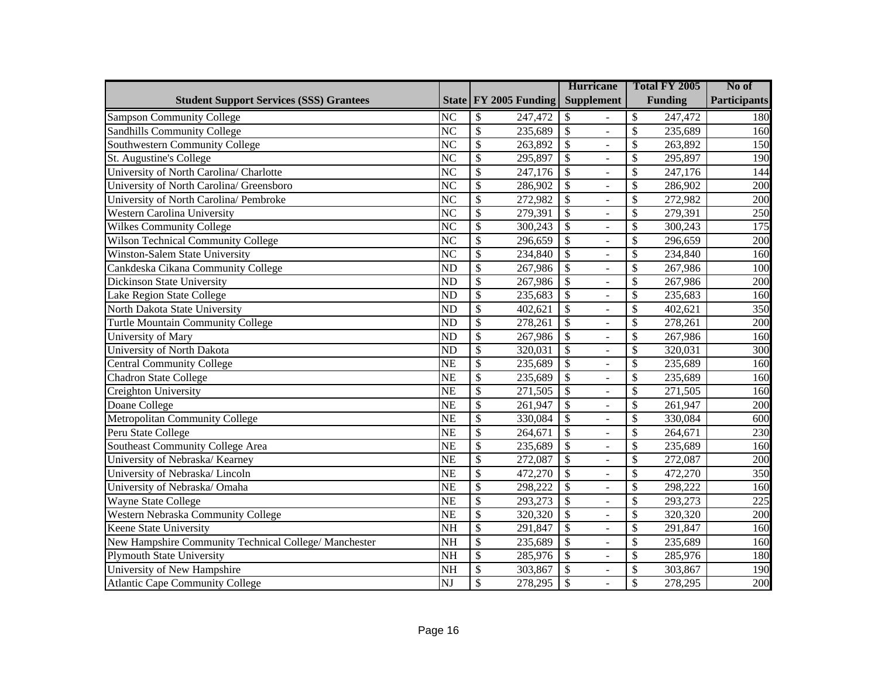| Student Support Services (SSS) Grantees | State | FY 2005 Funding | Hurricane Supplement | Total FY 2005 Funding | No of Participants |
|---|---|---|---|---|---|
| Sampson Community College | NC | $ 247,472 | $ - | $ 247,472 | 180 |
| Sandhills Community College | NC | $ 235,689 | $ - | $ 235,689 | 160 |
| Southwestern Community College | NC | $ 263,892 | $ - | $ 263,892 | 150 |
| St. Augustine's College | NC | $ 295,897 | $ - | $ 295,897 | 190 |
| University of North Carolina/ Charlotte | NC | $ 247,176 | $ - | $ 247,176 | 144 |
| University of North Carolina/ Greensboro | NC | $ 286,902 | $ - | $ 286,902 | 200 |
| University of North Carolina/ Pembroke | NC | $ 272,982 | $ - | $ 272,982 | 200 |
| Western Carolina University | NC | $ 279,391 | $ - | $ 279,391 | 250 |
| Wilkes Community College | NC | $ 300,243 | $ - | $ 300,243 | 175 |
| Wilson Technical Community College | NC | $ 296,659 | $ - | $ 296,659 | 200 |
| Winston-Salem State University | NC | $ 234,840 | $ - | $ 234,840 | 160 |
| Cankdeska Cikana Community College | ND | $ 267,986 | $ - | $ 267,986 | 100 |
| Dickinson State University | ND | $ 267,986 | $ - | $ 267,986 | 200 |
| Lake Region State College | ND | $ 235,683 | $ - | $ 235,683 | 160 |
| North Dakota State University | ND | $ 402,621 | $ - | $ 402,621 | 350 |
| Turtle Mountain Community College | ND | $ 278,261 | $ - | $ 278,261 | 200 |
| University of Mary | ND | $ 267,986 | $ - | $ 267,986 | 160 |
| University of North Dakota | ND | $ 320,031 | $ - | $ 320,031 | 300 |
| Central Community College | NE | $ 235,689 | $ - | $ 235,689 | 160 |
| Chadron State College | NE | $ 235,689 | $ - | $ 235,689 | 160 |
| Creighton University | NE | $ 271,505 | $ - | $ 271,505 | 160 |
| Doane College | NE | $ 261,947 | $ - | $ 261,947 | 200 |
| Metropolitan Community College | NE | $ 330,084 | $ - | $ 330,084 | 600 |
| Peru State College | NE | $ 264,671 | $ - | $ 264,671 | 230 |
| Southeast Community College Area | NE | $ 235,689 | $ - | $ 235,689 | 160 |
| University of Nebraska/ Kearney | NE | $ 272,087 | $ - | $ 272,087 | 200 |
| University of Nebraska/ Lincoln | NE | $ 472,270 | $ - | $ 472,270 | 350 |
| University of Nebraska/ Omaha | NE | $ 298,222 | $ - | $ 298,222 | 160 |
| Wayne State College | NE | $ 293,273 | $ - | $ 293,273 | 225 |
| Western Nebraska Community College | NE | $ 320,320 | $ - | $ 320,320 | 200 |
| Keene State University | NH | $ 291,847 | $ - | $ 291,847 | 160 |
| New Hampshire Community Technical College/ Manchester | NH | $ 235,689 | $ - | $ 235,689 | 160 |
| Plymouth State University | NH | $ 285,976 | $ - | $ 285,976 | 180 |
| University of New Hampshire | NH | $ 303,867 | $ - | $ 303,867 | 190 |
| Atlantic Cape Community College | NJ | $ 278,295 | $ - | $ 278,295 | 200 |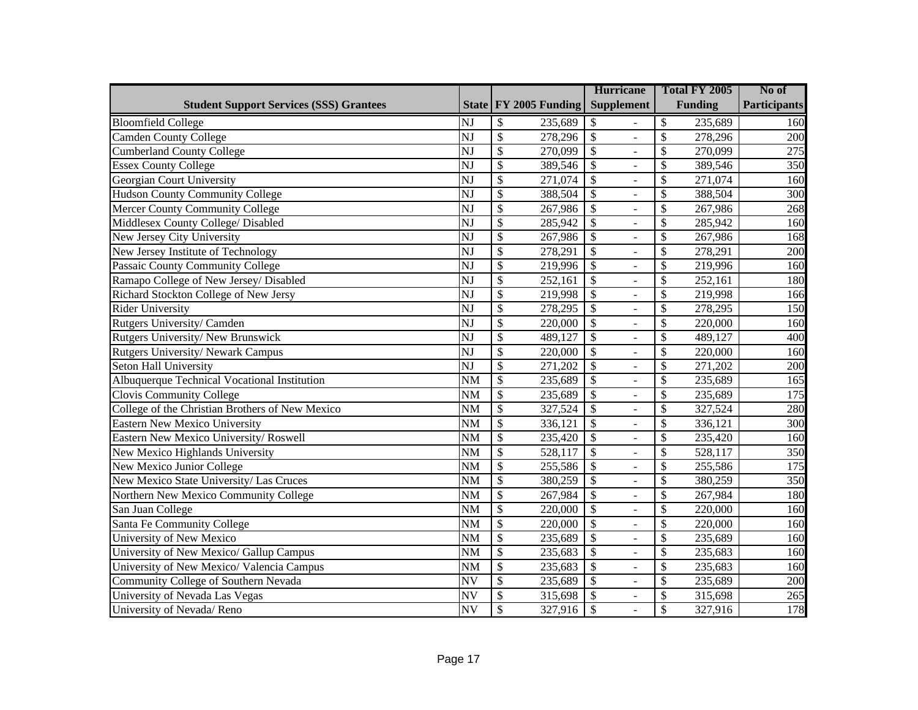| Student Support Services (SSS) Grantees | State | FY 2005 Funding | Hurricane Supplement | Total FY 2005 Funding | No of Participants |
|---|---|---|---|---|---|
| Bloomfield College | NJ | $ 235,689 | $ - | $ 235,689 | 160 |
| Camden County College | NJ | $ 278,296 | $ - | $ 278,296 | 200 |
| Cumberland County College | NJ | $ 270,099 | $ - | $ 270,099 | 275 |
| Essex County College | NJ | $ 389,546 | $ - | $ 389,546 | 350 |
| Georgian Court University | NJ | $ 271,074 | $ - | $ 271,074 | 160 |
| Hudson County Community College | NJ | $ 388,504 | $ - | $ 388,504 | 300 |
| Mercer County Community College | NJ | $ 267,986 | $ - | $ 267,986 | 268 |
| Middlesex County College/ Disabled | NJ | $ 285,942 | $ - | $ 285,942 | 160 |
| New Jersey City University | NJ | $ 267,986 | $ - | $ 267,986 | 168 |
| New Jersey Institute of Technology | NJ | $ 278,291 | $ - | $ 278,291 | 200 |
| Passaic County Community College | NJ | $ 219,996 | $ - | $ 219,996 | 160 |
| Ramapo College of New Jersey/ Disabled | NJ | $ 252,161 | $ - | $ 252,161 | 180 |
| Richard Stockton College of New Jersy | NJ | $ 219,998 | $ - | $ 219,998 | 166 |
| Rider University | NJ | $ 278,295 | $ - | $ 278,295 | 150 |
| Rutgers University/ Camden | NJ | $ 220,000 | $ - | $ 220,000 | 160 |
| Rutgers University/ New Brunswick | NJ | $ 489,127 | $ - | $ 489,127 | 400 |
| Rutgers University/ Newark Campus | NJ | $ 220,000 | $ - | $ 220,000 | 160 |
| Seton Hall University | NJ | $ 271,202 | $ - | $ 271,202 | 200 |
| Albuquerque Technical Vocational Institution | NM | $ 235,689 | $ - | $ 235,689 | 165 |
| Clovis Community College | NM | $ 235,689 | $ - | $ 235,689 | 175 |
| College of the Christian Brothers of New Mexico | NM | $ 327,524 | $ - | $ 327,524 | 280 |
| Eastern New Mexico University | NM | $ 336,121 | $ - | $ 336,121 | 300 |
| Eastern New Mexico University/ Roswell | NM | $ 235,420 | $ - | $ 235,420 | 160 |
| New Mexico Highlands University | NM | $ 528,117 | $ - | $ 528,117 | 350 |
| New Mexico Junior College | NM | $ 255,586 | $ - | $ 255,586 | 175 |
| New Mexico State University/ Las Cruces | NM | $ 380,259 | $ - | $ 380,259 | 350 |
| Northern New Mexico Community College | NM | $ 267,984 | $ - | $ 267,984 | 180 |
| San Juan College | NM | $ 220,000 | $ - | $ 220,000 | 160 |
| Santa Fe Community College | NM | $ 220,000 | $ - | $ 220,000 | 160 |
| University of New Mexico | NM | $ 235,689 | $ - | $ 235,689 | 160 |
| University of New Mexico/ Gallup Campus | NM | $ 235,683 | $ - | $ 235,683 | 160 |
| University of New Mexico/ Valencia Campus | NM | $ 235,683 | $ - | $ 235,683 | 160 |
| Community College of Southern Nevada | NV | $ 235,689 | $ - | $ 235,689 | 200 |
| University of Nevada Las Vegas | NV | $ 315,698 | $ - | $ 315,698 | 265 |
| University of Nevada/ Reno | NV | $ 327,916 | $ - | $ 327,916 | 178 |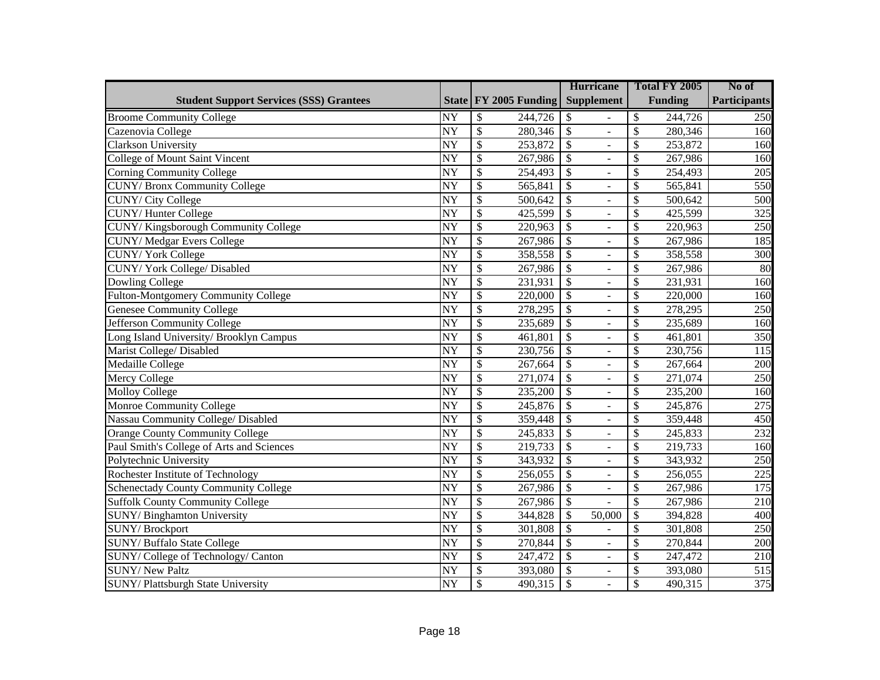| Student Support Services (SSS) Grantees | State | FY 2005 Funding | Hurricane Supplement | Total FY 2005 Funding | No of Participants |
|---|---|---|---|---|---|
| Broome Community College | NY | $ 244,726 | $ - | $ 244,726 | 250 |
| Cazenovia College | NY | $ 280,346 | $ - | $ 280,346 | 160 |
| Clarkson University | NY | $ 253,872 | $ - | $ 253,872 | 160 |
| College of Mount Saint Vincent | NY | $ 267,986 | $ - | $ 267,986 | 160 |
| Corning Community College | NY | $ 254,493 | $ - | $ 254,493 | 205 |
| CUNY/ Bronx Community College | NY | $ 565,841 | $ - | $ 565,841 | 550 |
| CUNY/ City College | NY | $ 500,642 | $ - | $ 500,642 | 500 |
| CUNY/ Hunter College | NY | $ 425,599 | $ - | $ 425,599 | 325 |
| CUNY/ Kingsborough Community College | NY | $ 220,963 | $ - | $ 220,963 | 250 |
| CUNY/ Medgar Evers College | NY | $ 267,986 | $ - | $ 267,986 | 185 |
| CUNY/ York College | NY | $ 358,558 | $ - | $ 358,558 | 300 |
| CUNY/ York College/ Disabled | NY | $ 267,986 | $ - | $ 267,986 | 80 |
| Dowling College | NY | $ 231,931 | $ - | $ 231,931 | 160 |
| Fulton-Montgomery Community College | NY | $ 220,000 | $ - | $ 220,000 | 160 |
| Genesee Community College | NY | $ 278,295 | $ - | $ 278,295 | 250 |
| Jefferson Community College | NY | $ 235,689 | $ - | $ 235,689 | 160 |
| Long Island University/ Brooklyn Campus | NY | $ 461,801 | $ - | $ 461,801 | 350 |
| Marist College/ Disabled | NY | $ 230,756 | $ - | $ 230,756 | 115 |
| Medaille College | NY | $ 267,664 | $ - | $ 267,664 | 200 |
| Mercy College | NY | $ 271,074 | $ - | $ 271,074 | 250 |
| Molloy College | NY | $ 235,200 | $ - | $ 235,200 | 160 |
| Monroe Community College | NY | $ 245,876 | $ - | $ 245,876 | 275 |
| Nassau Community College/ Disabled | NY | $ 359,448 | $ - | $ 359,448 | 450 |
| Orange County Community College | NY | $ 245,833 | $ - | $ 245,833 | 232 |
| Paul Smith's College of Arts and Sciences | NY | $ 219,733 | $ - | $ 219,733 | 160 |
| Polytechnic University | NY | $ 343,932 | $ - | $ 343,932 | 250 |
| Rochester Institute of Technology | NY | $ 256,055 | $ - | $ 256,055 | 225 |
| Schenectady County Community College | NY | $ 267,986 | $ - | $ 267,986 | 175 |
| Suffolk County Community College | NY | $ 267,986 | $ - | $ 267,986 | 210 |
| SUNY/ Binghamton University | NY | $ 344,828 | $ 50,000 | $ 394,828 | 400 |
| SUNY/ Brockport | NY | $ 301,808 | $ - | $ 301,808 | 250 |
| SUNY/ Buffalo State College | NY | $ 270,844 | $ - | $ 270,844 | 200 |
| SUNY/ College of Technology/ Canton | NY | $ 247,472 | $ - | $ 247,472 | 210 |
| SUNY/ New Paltz | NY | $ 393,080 | $ - | $ 393,080 | 515 |
| SUNY/ Plattsburgh State University | NY | $ 490,315 | $ - | $ 490,315 | 375 |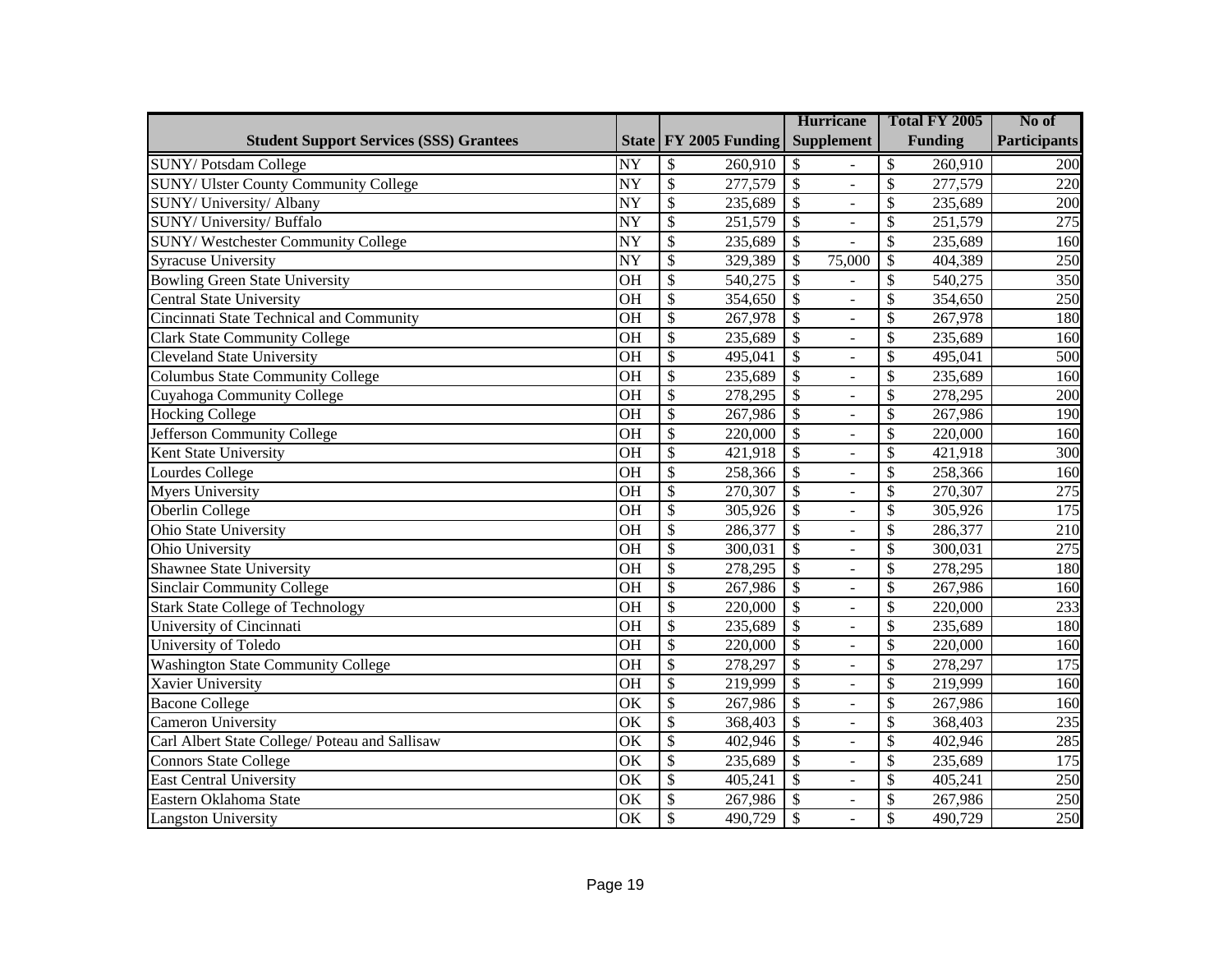| Student Support Services (SSS) Grantees | State | FY 2005 Funding | Hurricane Supplement | Total FY 2005 Funding | No of Participants |
|---|---|---|---|---|---|
| SUNY/ Potsdam College | NY | $ 260,910 | $ - | $ 260,910 | 200 |
| SUNY/ Ulster County Community College | NY | $ 277,579 | $ - | $ 277,579 | 220 |
| SUNY/ University/ Albany | NY | $ 235,689 | $ - | $ 235,689 | 200 |
| SUNY/ University/ Buffalo | NY | $ 251,579 | $ - | $ 251,579 | 275 |
| SUNY/ Westchester Community College | NY | $ 235,689 | $ - | $ 235,689 | 160 |
| Syracuse University | NY | $ 329,389 | $ 75,000 | $ 404,389 | 250 |
| Bowling Green State University | OH | $ 540,275 | $ - | $ 540,275 | 350 |
| Central State University | OH | $ 354,650 | $ - | $ 354,650 | 250 |
| Cincinnati State Technical and Community | OH | $ 267,978 | $ - | $ 267,978 | 180 |
| Clark State Community College | OH | $ 235,689 | $ - | $ 235,689 | 160 |
| Cleveland State University | OH | $ 495,041 | $ - | $ 495,041 | 500 |
| Columbus State Community College | OH | $ 235,689 | $ - | $ 235,689 | 160 |
| Cuyahoga Community College | OH | $ 278,295 | $ - | $ 278,295 | 200 |
| Hocking College | OH | $ 267,986 | $ - | $ 267,986 | 190 |
| Jefferson Community College | OH | $ 220,000 | $ - | $ 220,000 | 160 |
| Kent State University | OH | $ 421,918 | $ - | $ 421,918 | 300 |
| Lourdes College | OH | $ 258,366 | $ - | $ 258,366 | 160 |
| Myers University | OH | $ 270,307 | $ - | $ 270,307 | 275 |
| Oberlin College | OH | $ 305,926 | $ - | $ 305,926 | 175 |
| Ohio State University | OH | $ 286,377 | $ - | $ 286,377 | 210 |
| Ohio University | OH | $ 300,031 | $ - | $ 300,031 | 275 |
| Shawnee State University | OH | $ 278,295 | $ - | $ 278,295 | 180 |
| Sinclair Community College | OH | $ 267,986 | $ - | $ 267,986 | 160 |
| Stark State College of Technology | OH | $ 220,000 | $ - | $ 220,000 | 233 |
| University of Cincinnati | OH | $ 235,689 | $ - | $ 235,689 | 180 |
| University of Toledo | OH | $ 220,000 | $ - | $ 220,000 | 160 |
| Washington State Community College | OH | $ 278,297 | $ - | $ 278,297 | 175 |
| Xavier University | OH | $ 219,999 | $ - | $ 219,999 | 160 |
| Bacone College | OK | $ 267,986 | $ - | $ 267,986 | 160 |
| Cameron University | OK | $ 368,403 | $ - | $ 368,403 | 235 |
| Carl Albert State College/ Poteau and Sallisaw | OK | $ 402,946 | $ - | $ 402,946 | 285 |
| Connors State College | OK | $ 235,689 | $ - | $ 235,689 | 175 |
| East Central University | OK | $ 405,241 | $ - | $ 405,241 | 250 |
| Eastern Oklahoma State | OK | $ 267,986 | $ - | $ 267,986 | 250 |
| Langston University | OK | $ 490,729 | $ - | $ 490,729 | 250 |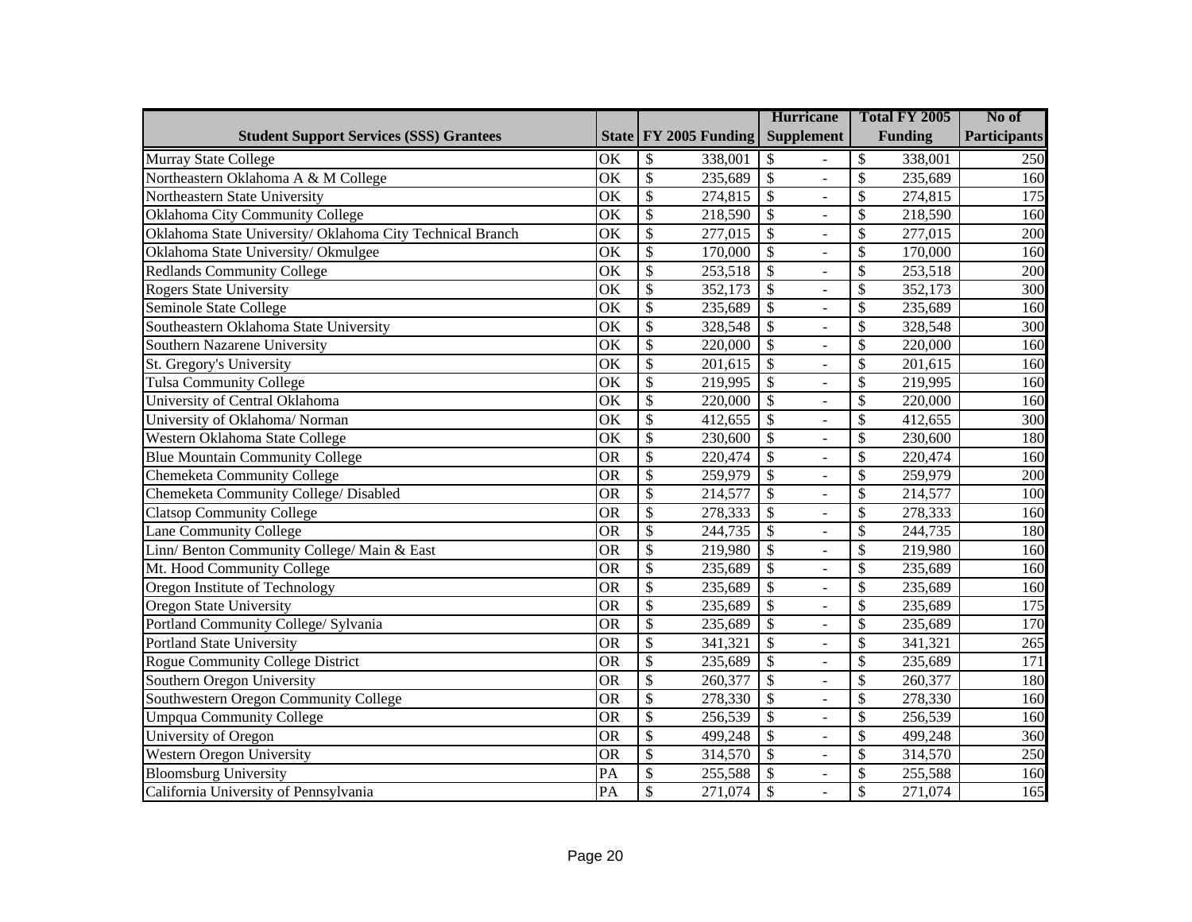| Student Support Services (SSS) Grantees | State | FY 2005 Funding | Hurricane Supplement | Total FY 2005 Funding | No of Participants |
|---|---|---|---|---|---|
| Murray State College | OK | $ 338,001 | $ - | $ 338,001 | 250 |
| Northeastern Oklahoma A & M College | OK | $ 235,689 | $ - | $ 235,689 | 160 |
| Northeastern State University | OK | $ 274,815 | $ - | $ 274,815 | 175 |
| Oklahoma City Community College | OK | $ 218,590 | $ - | $ 218,590 | 160 |
| Oklahoma State University/ Oklahoma City Technical Branch | OK | $ 277,015 | $ - | $ 277,015 | 200 |
| Oklahoma State University/ Okmulgee | OK | $ 170,000 | $ - | $ 170,000 | 160 |
| Redlands Community College | OK | $ 253,518 | $ - | $ 253,518 | 200 |
| Rogers State University | OK | $ 352,173 | $ - | $ 352,173 | 300 |
| Seminole State College | OK | $ 235,689 | $ - | $ 235,689 | 160 |
| Southeastern Oklahoma State University | OK | $ 328,548 | $ - | $ 328,548 | 300 |
| Southern Nazarene University | OK | $ 220,000 | $ - | $ 220,000 | 160 |
| St. Gregory's University | OK | $ 201,615 | $ - | $ 201,615 | 160 |
| Tulsa Community College | OK | $ 219,995 | $ - | $ 219,995 | 160 |
| University of Central Oklahoma | OK | $ 220,000 | $ - | $ 220,000 | 160 |
| University of Oklahoma/ Norman | OK | $ 412,655 | $ - | $ 412,655 | 300 |
| Western Oklahoma State College | OK | $ 230,600 | $ - | $ 230,600 | 180 |
| Blue Mountain Community College | OR | $ 220,474 | $ - | $ 220,474 | 160 |
| Chemeketa Community College | OR | $ 259,979 | $ - | $ 259,979 | 200 |
| Chemeketa Community College/ Disabled | OR | $ 214,577 | $ - | $ 214,577 | 100 |
| Clatsop Community College | OR | $ 278,333 | $ - | $ 278,333 | 160 |
| Lane Community College | OR | $ 244,735 | $ - | $ 244,735 | 180 |
| Linn/ Benton Community College/ Main & East | OR | $ 219,980 | $ - | $ 219,980 | 160 |
| Mt. Hood Community College | OR | $ 235,689 | $ - | $ 235,689 | 160 |
| Oregon Institute of Technology | OR | $ 235,689 | $ - | $ 235,689 | 160 |
| Oregon State University | OR | $ 235,689 | $ - | $ 235,689 | 175 |
| Portland Community College/ Sylvania | OR | $ 235,689 | $ - | $ 235,689 | 170 |
| Portland State University | OR | $ 341,321 | $ - | $ 341,321 | 265 |
| Rogue Community College District | OR | $ 235,689 | $ - | $ 235,689 | 171 |
| Southern Oregon University | OR | $ 260,377 | $ - | $ 260,377 | 180 |
| Southwestern Oregon Community College | OR | $ 278,330 | $ - | $ 278,330 | 160 |
| Umpqua Community College | OR | $ 256,539 | $ - | $ 256,539 | 160 |
| University of Oregon | OR | $ 499,248 | $ - | $ 499,248 | 360 |
| Western Oregon University | OR | $ 314,570 | $ - | $ 314,570 | 250 |
| Bloomsburg University | PA | $ 255,588 | $ - | $ 255,588 | 160 |
| California University of Pennsylvania | PA | $ 271,074 | $ - | $ 271,074 | 165 |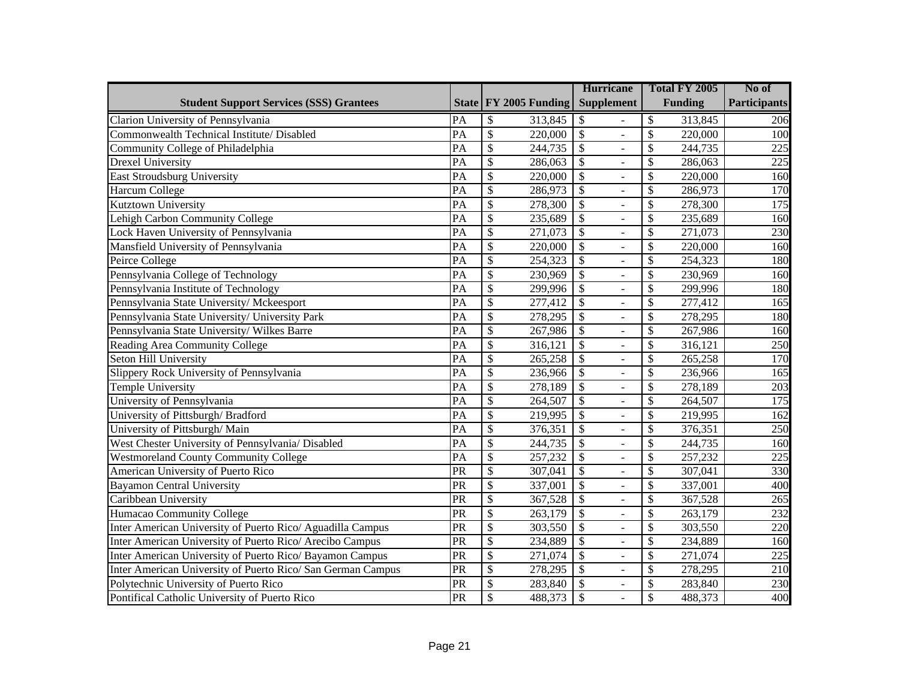| Student Support Services (SSS) Grantees | State | FY 2005 Funding | Hurricane Supplement | Total FY 2005 Funding | No of Participants |
|---|---|---|---|---|---|
| Clarion University of Pennsylvania | PA | $ 313,845 | $ - | $ 313,845 | 206 |
| Commonwealth Technical Institute/ Disabled | PA | $ 220,000 | $ - | $ 220,000 | 100 |
| Community College of Philadelphia | PA | $ 244,735 | $ - | $ 244,735 | 225 |
| Drexel University | PA | $ 286,063 | $ - | $ 286,063 | 225 |
| East Stroudsburg University | PA | $ 220,000 | $ - | $ 220,000 | 160 |
| Harcum College | PA | $ 286,973 | $ - | $ 286,973 | 170 |
| Kutztown University | PA | $ 278,300 | $ - | $ 278,300 | 175 |
| Lehigh Carbon Community College | PA | $ 235,689 | $ - | $ 235,689 | 160 |
| Lock Haven University of Pennsylvania | PA | $ 271,073 | $ - | $ 271,073 | 230 |
| Mansfield University of Pennsylvania | PA | $ 220,000 | $ - | $ 220,000 | 160 |
| Peirce College | PA | $ 254,323 | $ - | $ 254,323 | 180 |
| Pennsylvania College of Technology | PA | $ 230,969 | $ - | $ 230,969 | 160 |
| Pennsylvania Institute of Technology | PA | $ 299,996 | $ - | $ 299,996 | 180 |
| Pennsylvania State University/ Mckeesport | PA | $ 277,412 | $ - | $ 277,412 | 165 |
| Pennsylvania State University/ University Park | PA | $ 278,295 | $ - | $ 278,295 | 180 |
| Pennsylvania State University/ Wilkes Barre | PA | $ 267,986 | $ - | $ 267,986 | 160 |
| Reading Area Community College | PA | $ 316,121 | $ - | $ 316,121 | 250 |
| Seton Hill University | PA | $ 265,258 | $ - | $ 265,258 | 170 |
| Slippery Rock University of Pennsylvania | PA | $ 236,966 | $ - | $ 236,966 | 165 |
| Temple University | PA | $ 278,189 | $ - | $ 278,189 | 203 |
| University of Pennsylvania | PA | $ 264,507 | $ - | $ 264,507 | 175 |
| University of Pittsburgh/ Bradford | PA | $ 219,995 | $ - | $ 219,995 | 162 |
| University of Pittsburgh/ Main | PA | $ 376,351 | $ - | $ 376,351 | 250 |
| West Chester University of Pennsylvania/ Disabled | PA | $ 244,735 | $ - | $ 244,735 | 160 |
| Westmoreland County Community College | PA | $ 257,232 | $ - | $ 257,232 | 225 |
| American University of Puerto Rico | PR | $ 307,041 | $ - | $ 307,041 | 330 |
| Bayamon Central University | PR | $ 337,001 | $ - | $ 337,001 | 400 |
| Caribbean University | PR | $ 367,528 | $ - | $ 367,528 | 265 |
| Humacao Community College | PR | $ 263,179 | $ - | $ 263,179 | 232 |
| Inter American University of Puerto Rico/ Aguadilla Campus | PR | $ 303,550 | $ - | $ 303,550 | 220 |
| Inter American University of Puerto Rico/ Arecibo Campus | PR | $ 234,889 | $ - | $ 234,889 | 160 |
| Inter American University of Puerto Rico/ Bayamon Campus | PR | $ 271,074 | $ - | $ 271,074 | 225 |
| Inter American University of Puerto Rico/ San German Campus | PR | $ 278,295 | $ - | $ 278,295 | 210 |
| Polytechnic University of Puerto Rico | PR | $ 283,840 | $ - | $ 283,840 | 230 |
| Pontifical Catholic University of Puerto Rico | PR | $ 488,373 | $ - | $ 488,373 | 400 |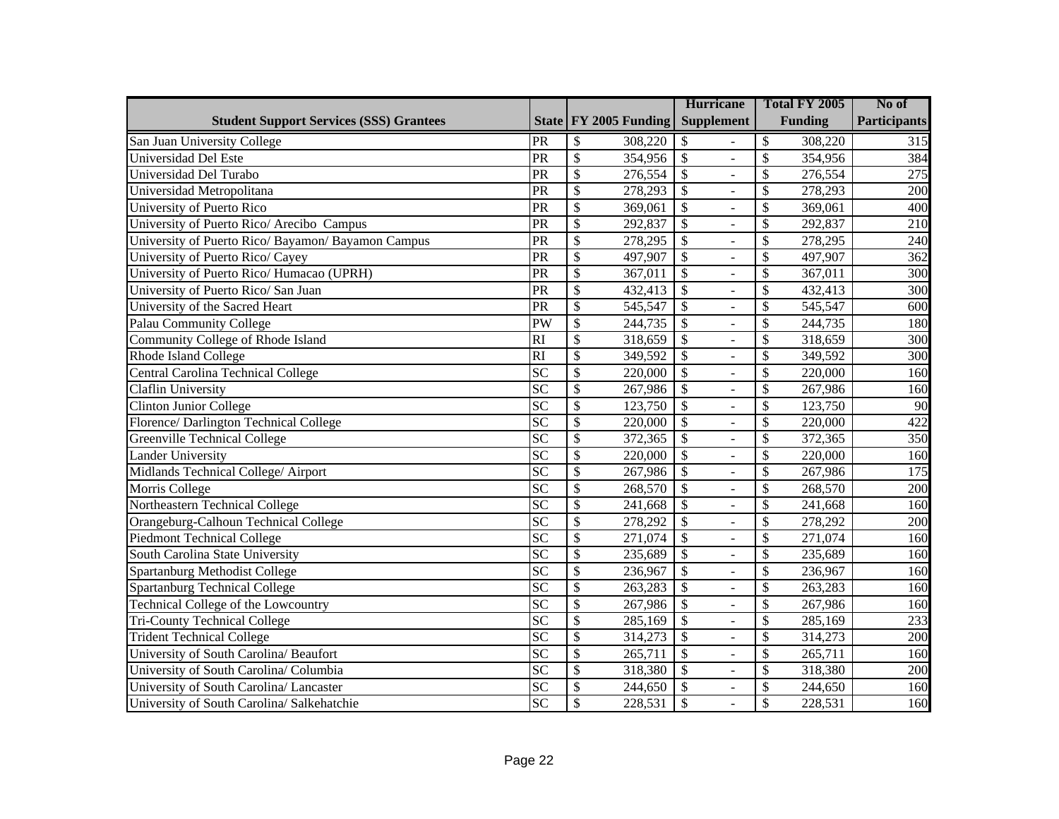| Student Support Services (SSS) Grantees | State | FY 2005 Funding | Hurricane Supplement | Total FY 2005 Funding | No of Participants |
|---|---|---|---|---|---|
| San Juan University College | PR | $ 308,220 | $ - | $ 308,220 | 315 |
| Universidad Del Este | PR | $ 354,956 | $ - | $ 354,956 | 384 |
| Universidad Del Turabo | PR | $ 276,554 | $ - | $ 276,554 | 275 |
| Universidad Metropolitana | PR | $ 278,293 | $ - | $ 278,293 | 200 |
| University of Puerto Rico | PR | $ 369,061 | $ - | $ 369,061 | 400 |
| University of Puerto Rico/ Arecibo Campus | PR | $ 292,837 | $ - | $ 292,837 | 210 |
| University of Puerto Rico/ Bayamon/ Bayamon Campus | PR | $ 278,295 | $ - | $ 278,295 | 240 |
| University of Puerto Rico/ Cayey | PR | $ 497,907 | $ - | $ 497,907 | 362 |
| University of Puerto Rico/ Humacao (UPRH) | PR | $ 367,011 | $ - | $ 367,011 | 300 |
| University of Puerto Rico/ San Juan | PR | $ 432,413 | $ - | $ 432,413 | 300 |
| University of the Sacred Heart | PR | $ 545,547 | $ - | $ 545,547 | 600 |
| Palau Community College | PW | $ 244,735 | $ - | $ 244,735 | 180 |
| Community College of Rhode Island | RI | $ 318,659 | $ - | $ 318,659 | 300 |
| Rhode Island College | RI | $ 349,592 | $ - | $ 349,592 | 300 |
| Central Carolina Technical College | SC | $ 220,000 | $ - | $ 220,000 | 160 |
| Claflin University | SC | $ 267,986 | $ - | $ 267,986 | 160 |
| Clinton Junior College | SC | $ 123,750 | $ - | $ 123,750 | 90 |
| Florence/ Darlington Technical College | SC | $ 220,000 | $ - | $ 220,000 | 422 |
| Greenville Technical College | SC | $ 372,365 | $ - | $ 372,365 | 350 |
| Lander University | SC | $ 220,000 | $ - | $ 220,000 | 160 |
| Midlands Technical College/ Airport | SC | $ 267,986 | $ - | $ 267,986 | 175 |
| Morris College | SC | $ 268,570 | $ - | $ 268,570 | 200 |
| Northeastern Technical College | SC | $ 241,668 | $ - | $ 241,668 | 160 |
| Orangeburg-Calhoun Technical College | SC | $ 278,292 | $ - | $ 278,292 | 200 |
| Piedmont Technical College | SC | $ 271,074 | $ - | $ 271,074 | 160 |
| South Carolina State University | SC | $ 235,689 | $ - | $ 235,689 | 160 |
| Spartanburg Methodist College | SC | $ 236,967 | $ - | $ 236,967 | 160 |
| Spartanburg Technical College | SC | $ 263,283 | $ - | $ 263,283 | 160 |
| Technical College of the Lowcountry | SC | $ 267,986 | $ - | $ 267,986 | 160 |
| Tri-County Technical College | SC | $ 285,169 | $ - | $ 285,169 | 233 |
| Trident Technical College | SC | $ 314,273 | $ - | $ 314,273 | 200 |
| University of South Carolina/ Beaufort | SC | $ 265,711 | $ - | $ 265,711 | 160 |
| University of South Carolina/ Columbia | SC | $ 318,380 | $ - | $ 318,380 | 200 |
| University of South Carolina/ Lancaster | SC | $ 244,650 | $ - | $ 244,650 | 160 |
| University of South Carolina/ Salkehatchie | SC | $ 228,531 | $ - | $ 228,531 | 160 |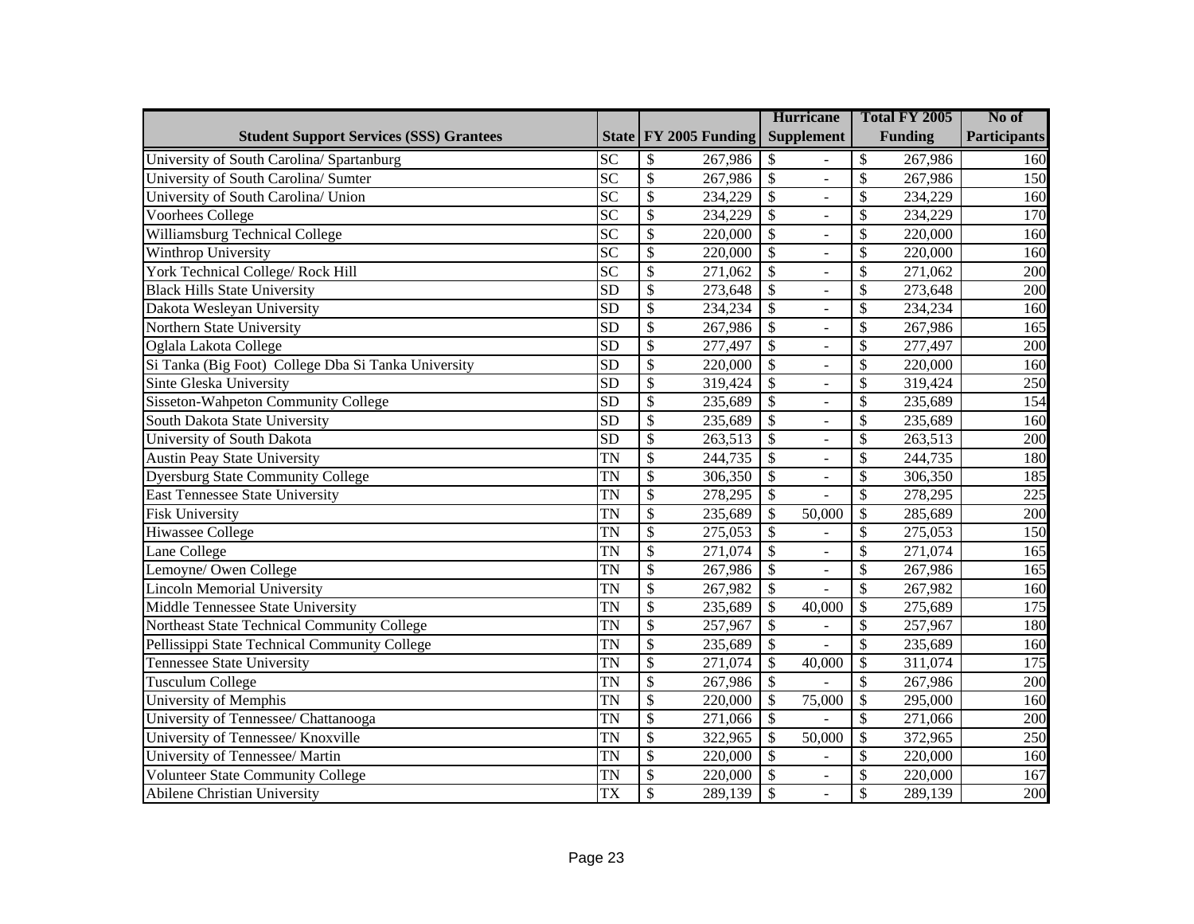| Student Support Services (SSS) Grantees | State | FY 2005 Funding | Hurricane Supplement | Total FY 2005 Funding | No of Participants |
|---|---|---|---|---|---|
| University of South Carolina/ Spartanburg | SC | $ 267,986 | $ - | $ 267,986 | 160 |
| University of South Carolina/ Sumter | SC | $ 267,986 | $ - | $ 267,986 | 150 |
| University of South Carolina/ Union | SC | $ 234,229 | $ - | $ 234,229 | 160 |
| Voorhees College | SC | $ 234,229 | $ - | $ 234,229 | 170 |
| Williamsburg Technical College | SC | $ 220,000 | $ - | $ 220,000 | 160 |
| Winthrop University | SC | $ 220,000 | $ - | $ 220,000 | 160 |
| York Technical College/ Rock Hill | SC | $ 271,062 | $ - | $ 271,062 | 200 |
| Black Hills State University | SD | $ 273,648 | $ - | $ 273,648 | 200 |
| Dakota Wesleyan University | SD | $ 234,234 | $ - | $ 234,234 | 160 |
| Northern State University | SD | $ 267,986 | $ - | $ 267,986 | 165 |
| Oglala Lakota College | SD | $ 277,497 | $ - | $ 277,497 | 200 |
| Si Tanka (Big Foot) College Dba Si Tanka University | SD | $ 220,000 | $ - | $ 220,000 | 160 |
| Sinte Gleska University | SD | $ 319,424 | $ - | $ 319,424 | 250 |
| Sisseton-Wahpeton Community College | SD | $ 235,689 | $ - | $ 235,689 | 154 |
| South Dakota State University | SD | $ 235,689 | $ - | $ 235,689 | 160 |
| University of South Dakota | SD | $ 263,513 | $ - | $ 263,513 | 200 |
| Austin Peay State University | TN | $ 244,735 | $ - | $ 244,735 | 180 |
| Dyersburg State Community College | TN | $ 306,350 | $ - | $ 306,350 | 185 |
| East Tennessee State University | TN | $ 278,295 | $ - | $ 278,295 | 225 |
| Fisk University | TN | $ 235,689 | $ 50,000 | $ 285,689 | 200 |
| Hiwassee College | TN | $ 275,053 | $ - | $ 275,053 | 150 |
| Lane College | TN | $ 271,074 | $ - | $ 271,074 | 165 |
| Lemoyne/ Owen College | TN | $ 267,986 | $ - | $ 267,986 | 165 |
| Lincoln Memorial University | TN | $ 267,982 | $ - | $ 267,982 | 160 |
| Middle Tennessee State University | TN | $ 235,689 | $ 40,000 | $ 275,689 | 175 |
| Northeast State Technical Community College | TN | $ 257,967 | $ - | $ 257,967 | 180 |
| Pellissippi State Technical Community College | TN | $ 235,689 | $ - | $ 235,689 | 160 |
| Tennessee State University | TN | $ 271,074 | $ 40,000 | $ 311,074 | 175 |
| Tusculum College | TN | $ 267,986 | $ - | $ 267,986 | 200 |
| University of Memphis | TN | $ 220,000 | $ 75,000 | $ 295,000 | 160 |
| University of Tennessee/ Chattanooga | TN | $ 271,066 | $ - | $ 271,066 | 200 |
| University of Tennessee/ Knoxville | TN | $ 322,965 | $ 50,000 | $ 372,965 | 250 |
| University of Tennessee/ Martin | TN | $ 220,000 | $ - | $ 220,000 | 160 |
| Volunteer State Community College | TN | $ 220,000 | $ - | $ 220,000 | 167 |
| Abilene Christian University | TX | $ 289,139 | $ - | $ 289,139 | 200 |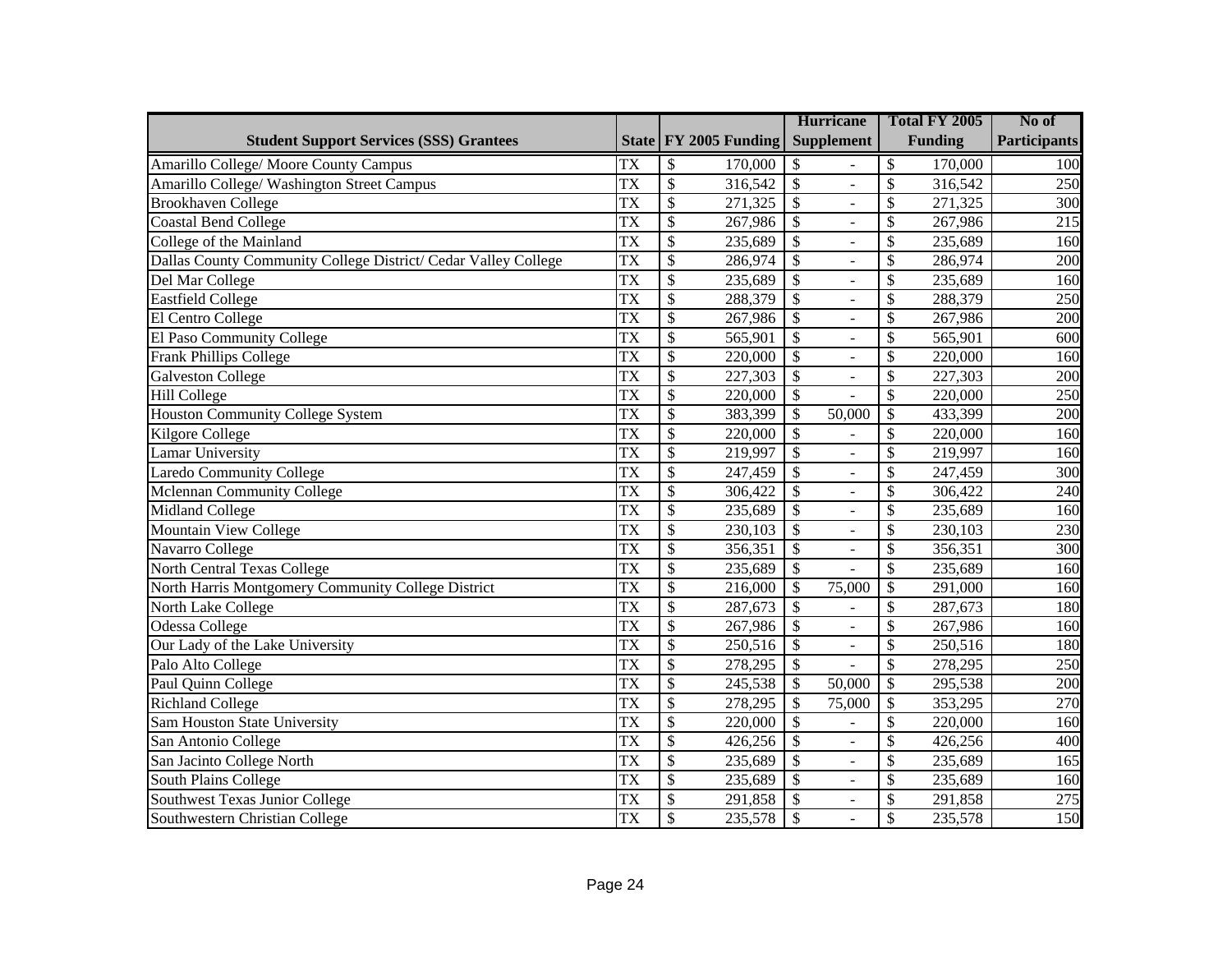| Student Support Services (SSS) Grantees | State | FY 2005 Funding | Hurricane Supplement | Total FY 2005 Funding | No of Participants |
|---|---|---|---|---|---|
| Amarillo College/ Moore County Campus | TX | $ 170,000 | $ - | $ 170,000 | 100 |
| Amarillo College/ Washington Street Campus | TX | $ 316,542 | $ - | $ 316,542 | 250 |
| Brookhaven College | TX | $ 271,325 | $ - | $ 271,325 | 300 |
| Coastal Bend College | TX | $ 267,986 | $ - | $ 267,986 | 215 |
| College of the Mainland | TX | $ 235,689 | $ - | $ 235,689 | 160 |
| Dallas County Community College District/ Cedar Valley College | TX | $ 286,974 | $ - | $ 286,974 | 200 |
| Del Mar College | TX | $ 235,689 | $ - | $ 235,689 | 160 |
| Eastfield College | TX | $ 288,379 | $ - | $ 288,379 | 250 |
| El Centro College | TX | $ 267,986 | $ - | $ 267,986 | 200 |
| El Paso Community College | TX | $ 565,901 | $ - | $ 565,901 | 600 |
| Frank Phillips College | TX | $ 220,000 | $ - | $ 220,000 | 160 |
| Galveston College | TX | $ 227,303 | $ - | $ 227,303 | 200 |
| Hill College | TX | $ 220,000 | $ - | $ 220,000 | 250 |
| Houston Community College System | TX | $ 383,399 | $ 50,000 | $ 433,399 | 200 |
| Kilgore College | TX | $ 220,000 | $ - | $ 220,000 | 160 |
| Lamar University | TX | $ 219,997 | $ - | $ 219,997 | 160 |
| Laredo Community College | TX | $ 247,459 | $ - | $ 247,459 | 300 |
| Mclennan Community College | TX | $ 306,422 | $ - | $ 306,422 | 240 |
| Midland College | TX | $ 235,689 | $ - | $ 235,689 | 160 |
| Mountain View College | TX | $ 230,103 | $ - | $ 230,103 | 230 |
| Navarro College | TX | $ 356,351 | $ - | $ 356,351 | 300 |
| North Central Texas College | TX | $ 235,689 | $ - | $ 235,689 | 160 |
| North Harris Montgomery Community College District | TX | $ 216,000 | $ 75,000 | $ 291,000 | 160 |
| North Lake College | TX | $ 287,673 | $ - | $ 287,673 | 180 |
| Odessa College | TX | $ 267,986 | $ - | $ 267,986 | 160 |
| Our Lady of the Lake University | TX | $ 250,516 | $ - | $ 250,516 | 180 |
| Palo Alto College | TX | $ 278,295 | $ - | $ 278,295 | 250 |
| Paul Quinn College | TX | $ 245,538 | $ 50,000 | $ 295,538 | 200 |
| Richland College | TX | $ 278,295 | $ 75,000 | $ 353,295 | 270 |
| Sam Houston State University | TX | $ 220,000 | $ - | $ 220,000 | 160 |
| San Antonio College | TX | $ 426,256 | $ - | $ 426,256 | 400 |
| San Jacinto College North | TX | $ 235,689 | $ - | $ 235,689 | 165 |
| South Plains College | TX | $ 235,689 | $ - | $ 235,689 | 160 |
| Southwest Texas Junior College | TX | $ 291,858 | $ - | $ 291,858 | 275 |
| Southwestern Christian College | TX | $ 235,578 | $ - | $ 235,578 | 150 |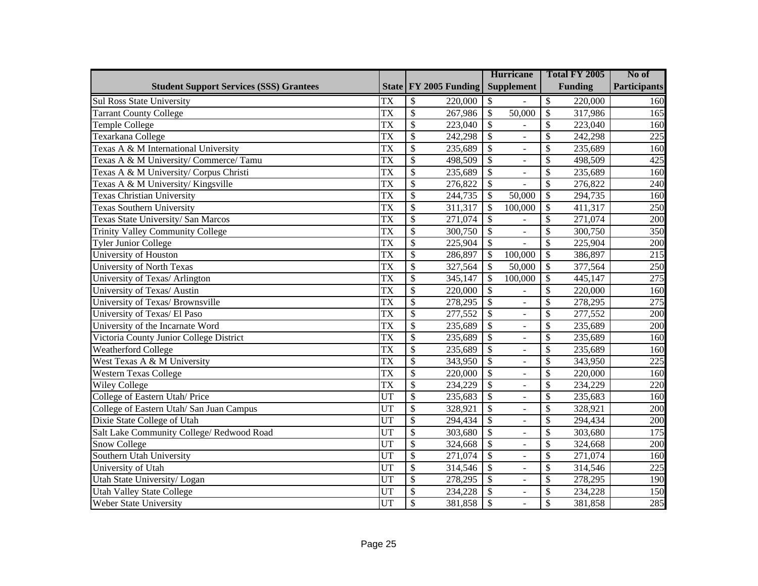| Student Support Services (SSS) Grantees | State | FY 2005 Funding | Hurricane Supplement | Total FY 2005 Funding | No of Participants |
|---|---|---|---|---|---|
| Sul Ross State University | TX | $ 220,000 | $ - | $ 220,000 | 160 |
| Tarrant County College | TX | $ 267,986 | $ 50,000 | $ 317,986 | 165 |
| Temple College | TX | $ 223,040 | $ - | $ 223,040 | 160 |
| Texarkana College | TX | $ 242,298 | $ - | $ 242,298 | 225 |
| Texas A & M International University | TX | $ 235,689 | $ - | $ 235,689 | 160 |
| Texas A & M University/ Commerce/ Tamu | TX | $ 498,509 | $ - | $ 498,509 | 425 |
| Texas A & M University/ Corpus Christi | TX | $ 235,689 | $ - | $ 235,689 | 160 |
| Texas A & M University/ Kingsville | TX | $ 276,822 | $ - | $ 276,822 | 240 |
| Texas Christian University | TX | $ 244,735 | $ 50,000 | $ 294,735 | 160 |
| Texas Southern University | TX | $ 311,317 | $ 100,000 | $ 411,317 | 250 |
| Texas State University/ San Marcos | TX | $ 271,074 | $ - | $ 271,074 | 200 |
| Trinity Valley Community College | TX | $ 300,750 | $ - | $ 300,750 | 350 |
| Tyler Junior College | TX | $ 225,904 | $ - | $ 225,904 | 200 |
| University of Houston | TX | $ 286,897 | $ 100,000 | $ 386,897 | 215 |
| University of North Texas | TX | $ 327,564 | $ 50,000 | $ 377,564 | 250 |
| University of Texas/ Arlington | TX | $ 345,147 | $ 100,000 | $ 445,147 | 275 |
| University of Texas/ Austin | TX | $ 220,000 | $ - | $ 220,000 | 160 |
| University of Texas/ Brownsville | TX | $ 278,295 | $ - | $ 278,295 | 275 |
| University of Texas/ El Paso | TX | $ 277,552 | $ - | $ 277,552 | 200 |
| University of the Incarnate Word | TX | $ 235,689 | $ - | $ 235,689 | 200 |
| Victoria County Junior College District | TX | $ 235,689 | $ - | $ 235,689 | 160 |
| Weatherford College | TX | $ 235,689 | $ - | $ 235,689 | 160 |
| West Texas A & M University | TX | $ 343,950 | $ - | $ 343,950 | 225 |
| Western Texas College | TX | $ 220,000 | $ - | $ 220,000 | 160 |
| Wiley College | TX | $ 234,229 | $ - | $ 234,229 | 220 |
| College of Eastern Utah/ Price | UT | $ 235,683 | $ - | $ 235,683 | 160 |
| College of Eastern Utah/ San Juan Campus | UT | $ 328,921 | $ - | $ 328,921 | 200 |
| Dixie State College of Utah | UT | $ 294,434 | $ - | $ 294,434 | 200 |
| Salt Lake Community College/ Redwood Road | UT | $ 303,680 | $ - | $ 303,680 | 175 |
| Snow College | UT | $ 324,668 | $ - | $ 324,668 | 200 |
| Southern Utah University | UT | $ 271,074 | $ - | $ 271,074 | 160 |
| University of Utah | UT | $ 314,546 | $ - | $ 314,546 | 225 |
| Utah State University/ Logan | UT | $ 278,295 | $ - | $ 278,295 | 190 |
| Utah Valley State College | UT | $ 234,228 | $ - | $ 234,228 | 150 |
| Weber State University | UT | $ 381,858 | $ - | $ 381,858 | 285 |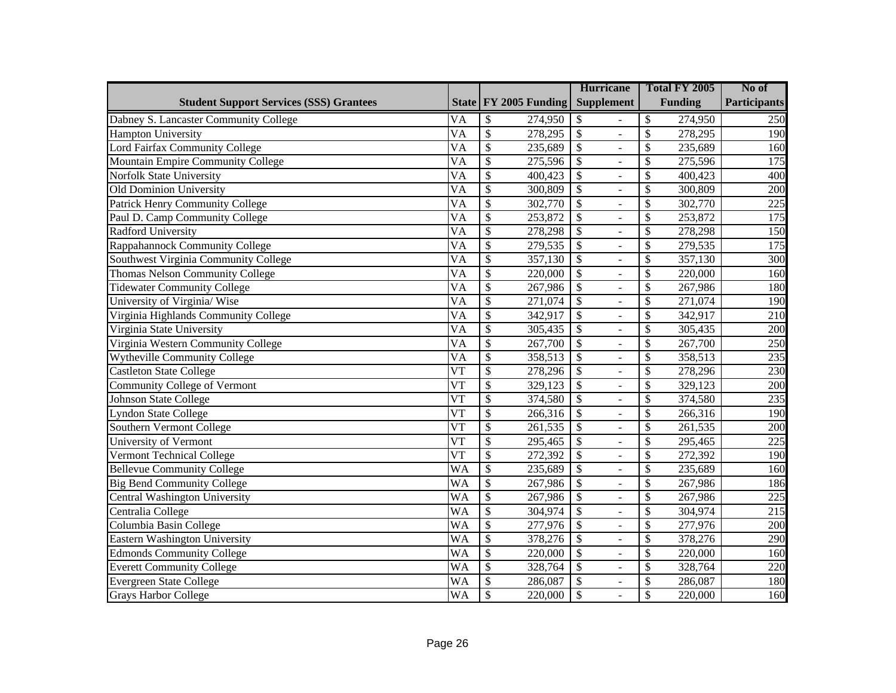| Student Support Services (SSS) Grantees | State | FY 2005 Funding | Hurricane Supplement | Total FY 2005 Funding | No of Participants |
|---|---|---|---|---|---|
| Dabney S. Lancaster Community College | VA | $ 274,950 | $ - | $ 274,950 | 250 |
| Hampton University | VA | $ 278,295 | $ - | $ 278,295 | 190 |
| Lord Fairfax Community College | VA | $ 235,689 | $ - | $ 235,689 | 160 |
| Mountain Empire Community College | VA | $ 275,596 | $ - | $ 275,596 | 175 |
| Norfolk State University | VA | $ 400,423 | $ - | $ 400,423 | 400 |
| Old Dominion University | VA | $ 300,809 | $ - | $ 300,809 | 200 |
| Patrick Henry Community College | VA | $ 302,770 | $ - | $ 302,770 | 225 |
| Paul D. Camp Community College | VA | $ 253,872 | $ - | $ 253,872 | 175 |
| Radford University | VA | $ 278,298 | $ - | $ 278,298 | 150 |
| Rappahannock Community College | VA | $ 279,535 | $ - | $ 279,535 | 175 |
| Southwest Virginia Community College | VA | $ 357,130 | $ - | $ 357,130 | 300 |
| Thomas Nelson Community College | VA | $ 220,000 | $ - | $ 220,000 | 160 |
| Tidewater Community College | VA | $ 267,986 | $ - | $ 267,986 | 180 |
| University of Virginia/ Wise | VA | $ 271,074 | $ - | $ 271,074 | 190 |
| Virginia Highlands Community College | VA | $ 342,917 | $ - | $ 342,917 | 210 |
| Virginia State University | VA | $ 305,435 | $ - | $ 305,435 | 200 |
| Virginia Western Community College | VA | $ 267,700 | $ - | $ 267,700 | 250 |
| Wytheville Community College | VA | $ 358,513 | $ - | $ 358,513 | 235 |
| Castleton State College | VT | $ 278,296 | $ - | $ 278,296 | 230 |
| Community College of Vermont | VT | $ 329,123 | $ - | $ 329,123 | 200 |
| Johnson State College | VT | $ 374,580 | $ - | $ 374,580 | 235 |
| Lyndon State College | VT | $ 266,316 | $ - | $ 266,316 | 190 |
| Southern Vermont College | VT | $ 261,535 | $ - | $ 261,535 | 200 |
| University of Vermont | VT | $ 295,465 | $ - | $ 295,465 | 225 |
| Vermont Technical College | VT | $ 272,392 | $ - | $ 272,392 | 190 |
| Bellevue Community College | WA | $ 235,689 | $ - | $ 235,689 | 160 |
| Big Bend Community College | WA | $ 267,986 | $ - | $ 267,986 | 186 |
| Central Washington University | WA | $ 267,986 | $ - | $ 267,986 | 225 |
| Centralia College | WA | $ 304,974 | $ - | $ 304,974 | 215 |
| Columbia Basin College | WA | $ 277,976 | $ - | $ 277,976 | 200 |
| Eastern Washington University | WA | $ 378,276 | $ - | $ 378,276 | 290 |
| Edmonds Community College | WA | $ 220,000 | $ - | $ 220,000 | 160 |
| Everett Community College | WA | $ 328,764 | $ - | $ 328,764 | 220 |
| Evergreen State College | WA | $ 286,087 | $ - | $ 286,087 | 180 |
| Grays Harbor College | WA | $ 220,000 | $ - | $ 220,000 | 160 |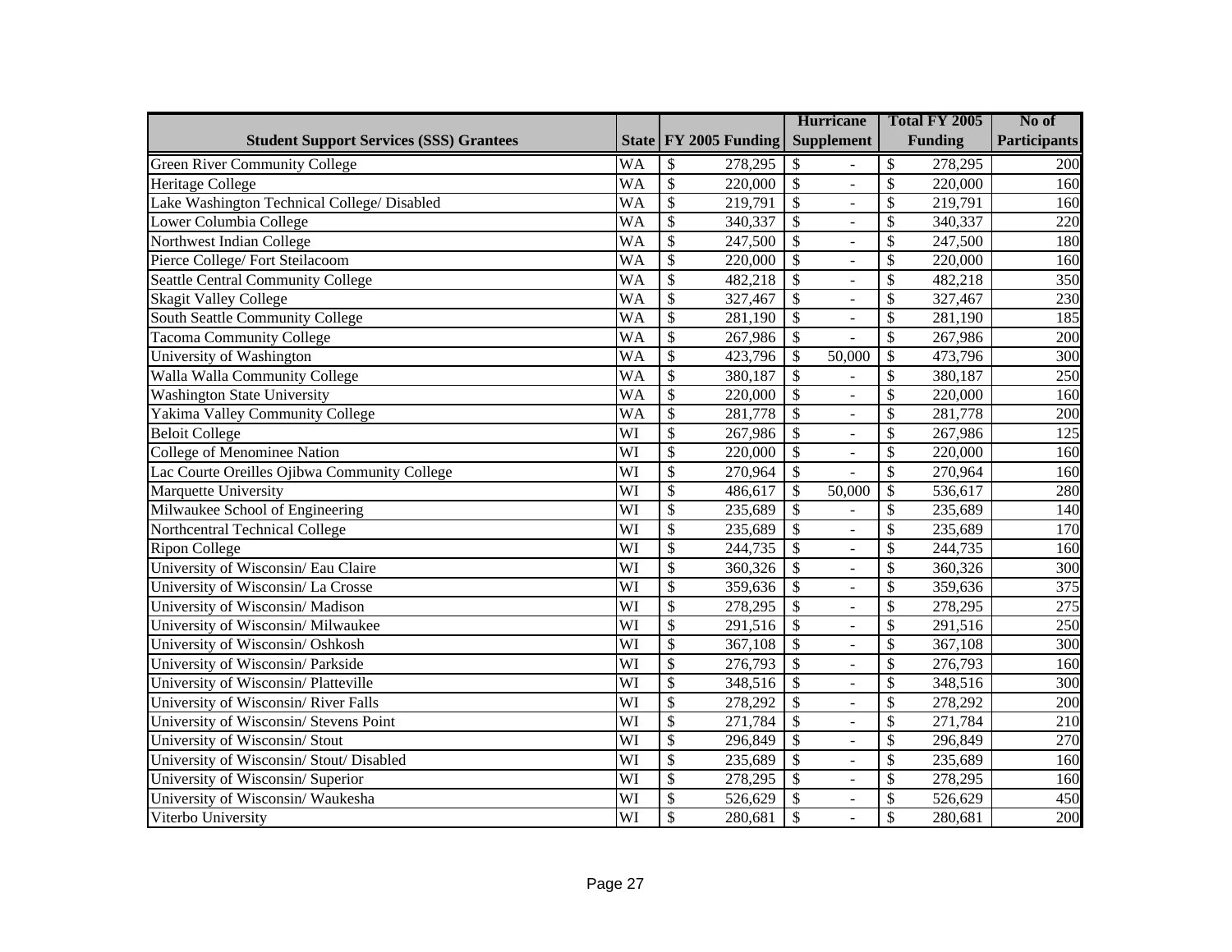| Student Support Services (SSS) Grantees | State | FY 2005 Funding | Hurricane Supplement | Total FY 2005 Funding | No of Participants |
|---|---|---|---|---|---|
| Green River Community College | WA | $ 278,295 | $ - | $ 278,295 | 200 |
| Heritage College | WA | $ 220,000 | $ - | $ 220,000 | 160 |
| Lake Washington Technical College/ Disabled | WA | $ 219,791 | $ - | $ 219,791 | 160 |
| Lower Columbia College | WA | $ 340,337 | $ - | $ 340,337 | 220 |
| Northwest Indian College | WA | $ 247,500 | $ - | $ 247,500 | 180 |
| Pierce College/ Fort Steilacoom | WA | $ 220,000 | $ - | $ 220,000 | 160 |
| Seattle Central Community College | WA | $ 482,218 | $ - | $ 482,218 | 350 |
| Skagit Valley College | WA | $ 327,467 | $ - | $ 327,467 | 230 |
| South Seattle Community College | WA | $ 281,190 | $ - | $ 281,190 | 185 |
| Tacoma Community College | WA | $ 267,986 | $ - | $ 267,986 | 200 |
| University of Washington | WA | $ 423,796 | $ 50,000 | $ 473,796 | 300 |
| Walla Walla Community College | WA | $ 380,187 | $ - | $ 380,187 | 250 |
| Washington State University | WA | $ 220,000 | $ - | $ 220,000 | 160 |
| Yakima Valley Community College | WA | $ 281,778 | $ - | $ 281,778 | 200 |
| Beloit College | WI | $ 267,986 | $ - | $ 267,986 | 125 |
| College of Menominee Nation | WI | $ 220,000 | $ - | $ 220,000 | 160 |
| Lac Courte Oreilles Ojibwa Community College | WI | $ 270,964 | $ - | $ 270,964 | 160 |
| Marquette University | WI | $ 486,617 | $ 50,000 | $ 536,617 | 280 |
| Milwaukee School of Engineering | WI | $ 235,689 | $ - | $ 235,689 | 140 |
| Northcentral Technical College | WI | $ 235,689 | $ - | $ 235,689 | 170 |
| Ripon College | WI | $ 244,735 | $ - | $ 244,735 | 160 |
| University of Wisconsin/ Eau Claire | WI | $ 360,326 | $ - | $ 360,326 | 300 |
| University of Wisconsin/ La Crosse | WI | $ 359,636 | $ - | $ 359,636 | 375 |
| University of Wisconsin/ Madison | WI | $ 278,295 | $ - | $ 278,295 | 275 |
| University of Wisconsin/ Milwaukee | WI | $ 291,516 | $ - | $ 291,516 | 250 |
| University of Wisconsin/ Oshkosh | WI | $ 367,108 | $ - | $ 367,108 | 300 |
| University of Wisconsin/ Parkside | WI | $ 276,793 | $ - | $ 276,793 | 160 |
| University of Wisconsin/ Platteville | WI | $ 348,516 | $ - | $ 348,516 | 300 |
| University of Wisconsin/ River Falls | WI | $ 278,292 | $ - | $ 278,292 | 200 |
| University of Wisconsin/ Stevens Point | WI | $ 271,784 | $ - | $ 271,784 | 210 |
| University of Wisconsin/ Stout | WI | $ 296,849 | $ - | $ 296,849 | 270 |
| University of Wisconsin/ Stout/ Disabled | WI | $ 235,689 | $ - | $ 235,689 | 160 |
| University of Wisconsin/ Superior | WI | $ 278,295 | $ - | $ 278,295 | 160 |
| University of Wisconsin/ Waukesha | WI | $ 526,629 | $ - | $ 526,629 | 450 |
| Viterbo University | WI | $ 280,681 | $ - | $ 280,681 | 200 |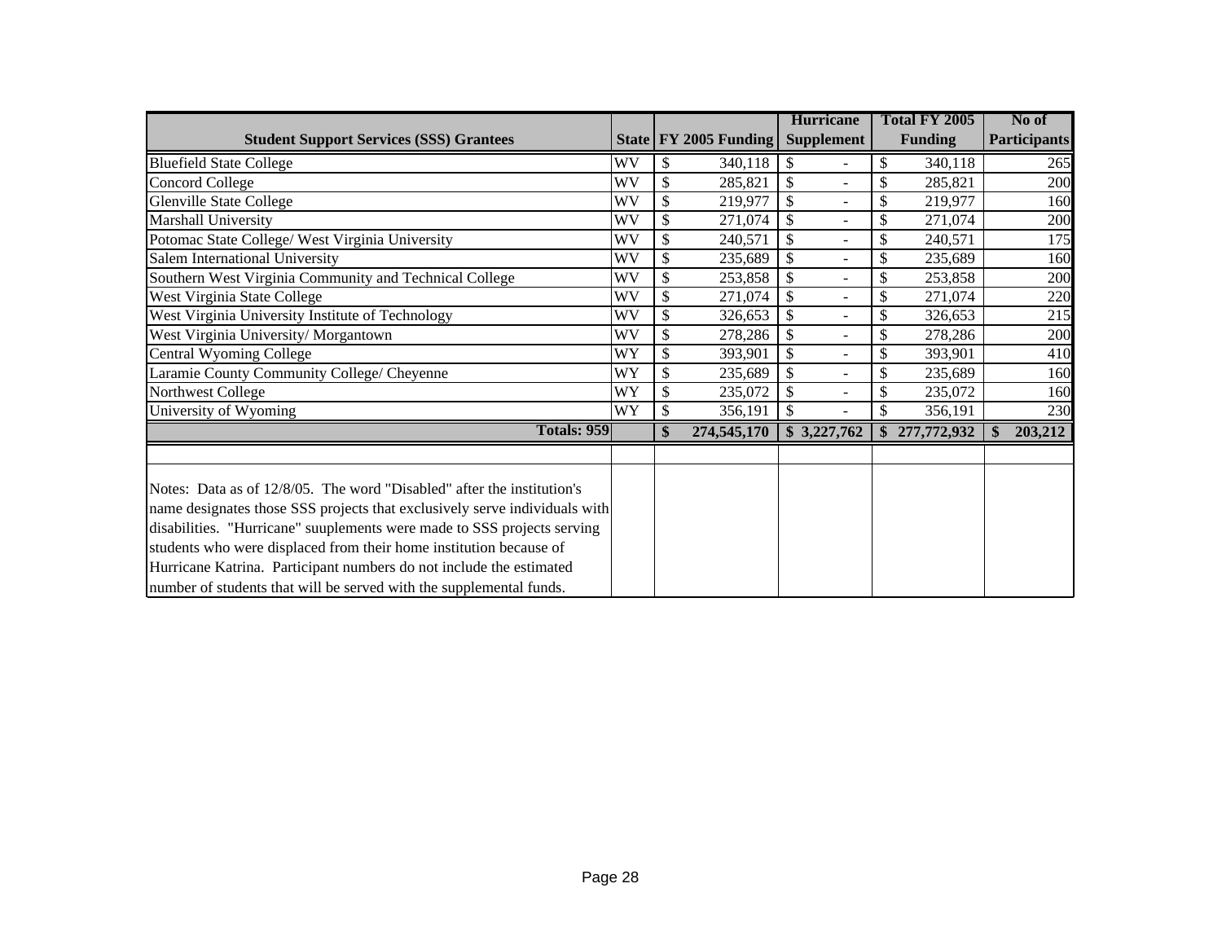| Student Support Services (SSS) Grantees | State | FY 2005 Funding | Hurricane Supplement | Total FY 2005 Funding | No of Participants |
|---|---|---|---|---|---|
| Bluefield State College | WV | $ 340,118 | $ - | $ 340,118 | 265 |
| Concord College | WV | $ 285,821 | $ - | $ 285,821 | 200 |
| Glenville State College | WV | $ 219,977 | $ - | $ 219,977 | 160 |
| Marshall University | WV | $ 271,074 | $ - | $ 271,074 | 200 |
| Potomac State College/ West Virginia University | WV | $ 240,571 | $ - | $ 240,571 | 175 |
| Salem International University | WV | $ 235,689 | $ - | $ 235,689 | 160 |
| Southern West Virginia Community and Technical College | WV | $ 253,858 | $ - | $ 253,858 | 200 |
| West Virginia State College | WV | $ 271,074 | $ - | $ 271,074 | 220 |
| West Virginia University Institute of Technology | WV | $ 326,653 | $ - | $ 326,653 | 215 |
| West Virginia University/ Morgantown | WV | $ 278,286 | $ - | $ 278,286 | 200 |
| Central Wyoming College | WY | $ 393,901 | $ - | $ 393,901 | 410 |
| Laramie County Community College/ Cheyenne | WY | $ 235,689 | $ - | $ 235,689 | 160 |
| Northwest College | WY | $ 235,072 | $ - | $ 235,072 | 160 |
| University of Wyoming | WY | $ 356,191 | $ - | $ 356,191 | 230 |
| **Totals: 959** | | **$ 274,545,170** | **$ 3,227,762** | **$ 277,772,932** | **$ 203,212** |

Notes: Data as of 12/8/05. The word "Disabled" after the institution's name designates those SSS projects that exclusively serve individuals with disabilities. "Hurricane" suuplements were made to SSS projects serving students who were displaced from their home institution because of Hurricane Katrina. Participant numbers do not include the estimated number of students that will be served with the supplemental funds.